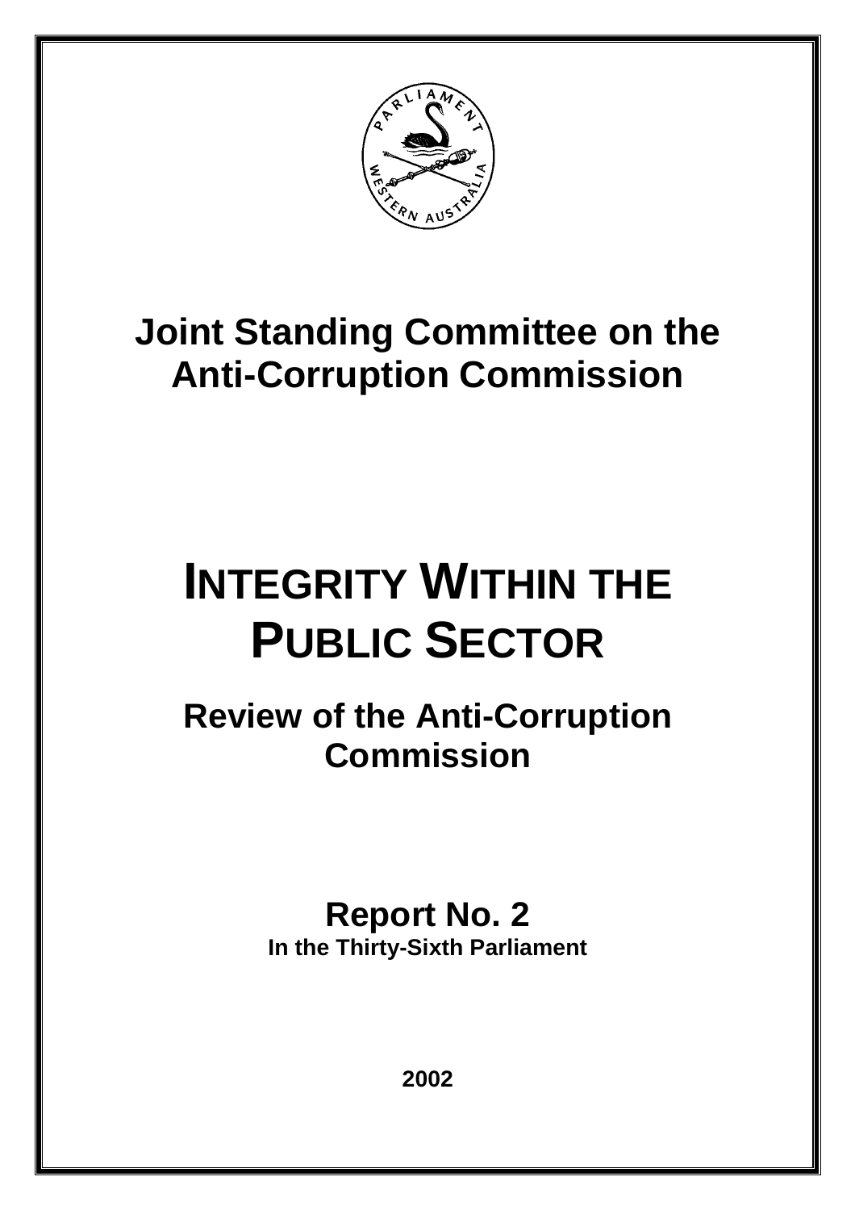# Joint Standing Committee on the Anti-Corruption Commission

# INTEGRITY WITHIN THE PUBLIC SECTOR

## Review of the Anti-Corruption Commission

**Report No. 2**
**In the Thirty-Sixth Parliament**

**2002**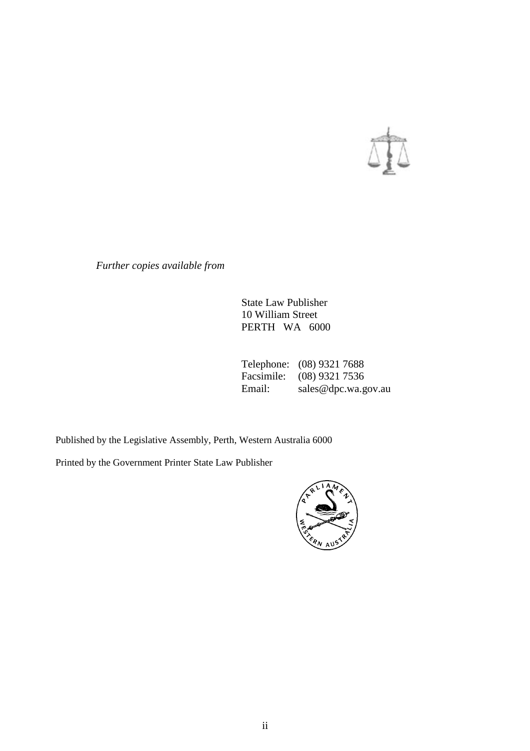*Further copies available from*

State Law Publisher
10 William Street
PERTH WA 6000

Telephone: (08) 9321 7688
Facsimile: (08) 9321 7536
Email: sales@dpc.wa.gov.au

Published by the Legislative Assembly, Perth, Western Australia 6000

Printed by the Government Printer State Law Publisher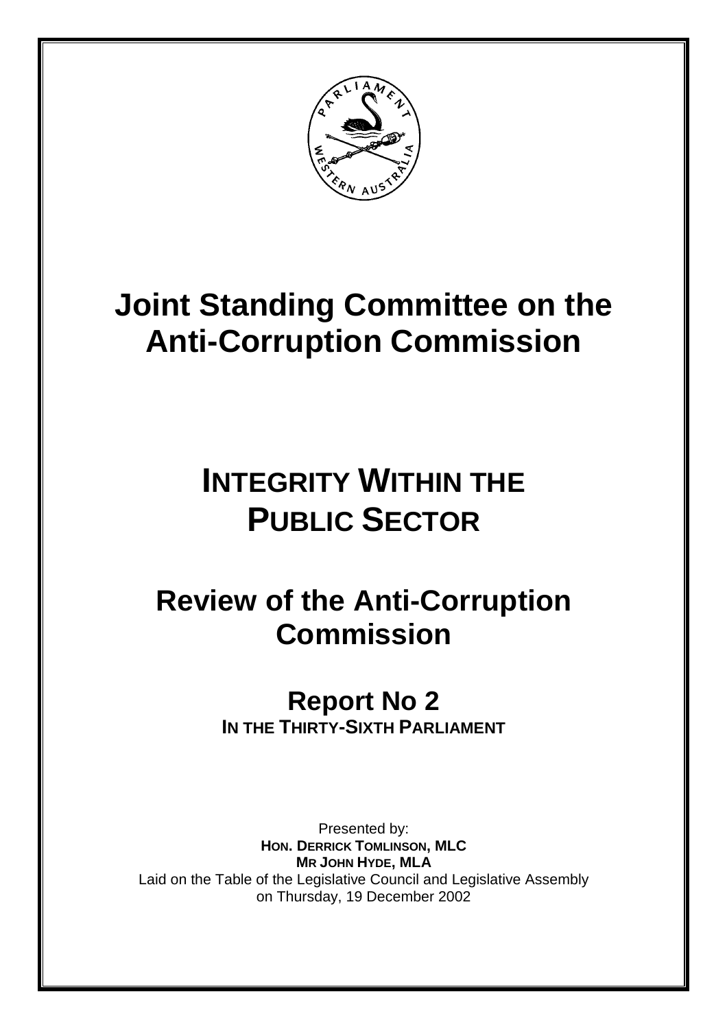# Joint Standing Committee on the Anti-Corruption Commission

# INTEGRITY WITHIN THE PUBLIC SECTOR

## Review of the Anti-Corruption Commission

### Report No 2

**IN THE THIRTY-SIXTH PARLIAMENT**

Presented by:

**HON. DERRICK TOMLINSON, MLC**

**MR JOHN HYDE, MLA**

Laid on the Table of the Legislative Council and Legislative Assembly on Thursday, 19 December 2002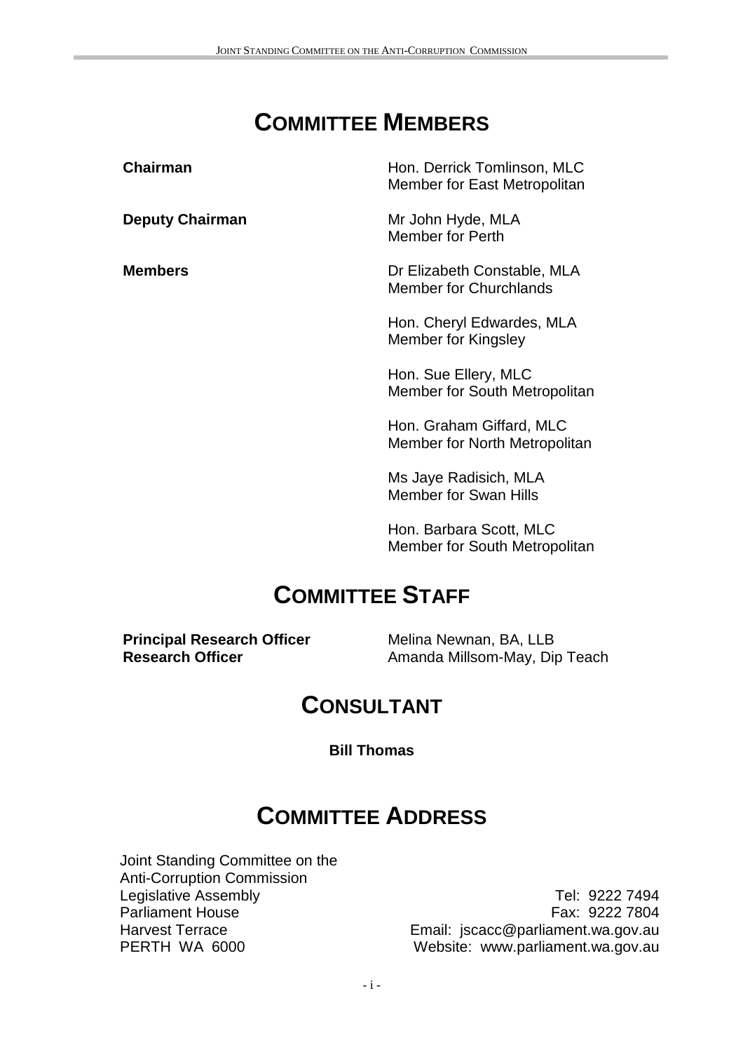# COMMITTEE MEMBERS

| | |
|---|---|
| **Chairman** | Hon. Derrick Tomlinson, MLC<br>Member for East Metropolitan |
| **Deputy Chairman** | Mr John Hyde, MLA<br>Member for Perth |
| **Members** | Dr Elizabeth Constable, MLA<br>Member for Churchlands |
| | Hon. Cheryl Edwardes, MLA<br>Member for Kingsley |
| | Hon. Sue Ellery, MLC<br>Member for South Metropolitan |
| | Hon. Graham Giffard, MLC<br>Member for North Metropolitan |
| | Ms Jaye Radisich, MLA<br>Member for Swan Hills |
| | Hon. Barbara Scott, MLC<br>Member for South Metropolitan |

# COMMITTEE STAFF

| | |
|---|---|
| **Principal Research Officer** | Melina Newnan, BA, LLB |
| **Research Officer** | Amanda Millsom-May, Dip Teach |

# CONSULTANT

**Bill Thomas**

# COMMITTEE ADDRESS

Joint Standing Committee on the
Anti-Corruption Commission
Legislative Assembly
Parliament House
Harvest Terrace
PERTH WA 6000

Tel: 9222 7494
Fax: 9222 7804
Email: jscacc@parliament.wa.gov.au
Website: www.parliament.wa.gov.au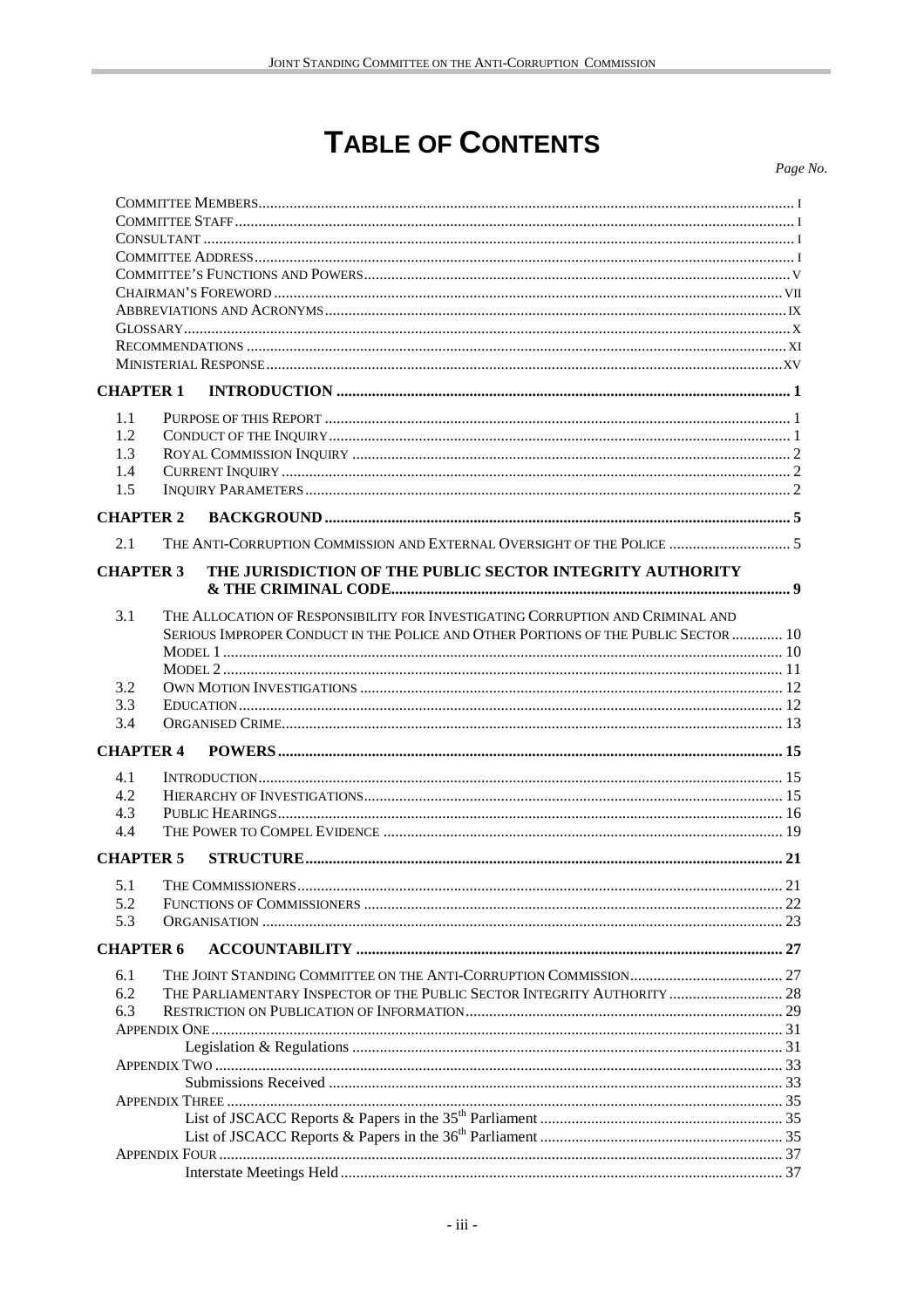# TABLE OF CONTENTS

*Page No.*

COMMITTEE MEMBERS ..... I
COMMITTEE STAFF ..... I
CONSULTANT ..... I
COMMITTEE ADDRESS ..... I
COMMITTEE'S FUNCTIONS AND POWERS ..... V
CHAIRMAN'S FOREWORD ..... VII
ABBREVIATIONS AND ACRONYMS ..... IX
GLOSSARY ..... X
RECOMMENDATIONS ..... XI
MINISTERIAL RESPONSE ..... XV

**CHAPTER 1 INTRODUCTION ..... 1**

1.1 PURPOSE OF THIS REPORT ..... 1
1.2 CONDUCT OF THE INQUIRY ..... 1
1.3 ROYAL COMMISSION INQUIRY ..... 2
1.4 CURRENT INQUIRY ..... 2
1.5 INQUIRY PARAMETERS ..... 2

**CHAPTER 2 BACKGROUND ..... 5**

2.1 THE ANTI-CORRUPTION COMMISSION AND EXTERNAL OVERSIGHT OF THE POLICE ..... 5

**CHAPTER 3 THE JURISDICTION OF THE PUBLIC SECTOR INTEGRITY AUTHORITY & THE CRIMINAL CODE ..... 9**

3.1 THE ALLOCATION OF RESPONSIBILITY FOR INVESTIGATING CORRUPTION AND CRIMINAL AND SERIOUS IMPROPER CONDUCT IN THE POLICE AND OTHER PORTIONS OF THE PUBLIC SECTOR ..... 10
MODEL 1 ..... 10
MODEL 2 ..... 11
3.2 OWN MOTION INVESTIGATIONS ..... 12
3.3 EDUCATION ..... 12
3.4 ORGANISED CRIME ..... 13

**CHAPTER 4 POWERS ..... 15**

4.1 INTRODUCTION ..... 15
4.2 HIERARCHY OF INVESTIGATIONS ..... 15
4.3 PUBLIC HEARINGS ..... 16
4.4 THE POWER TO COMPEL EVIDENCE ..... 19

**CHAPTER 5 STRUCTURE ..... 21**

5.1 THE COMMISSIONERS ..... 21
5.2 FUNCTIONS OF COMMISSIONERS ..... 22
5.3 ORGANISATION ..... 23

**CHAPTER 6 ACCOUNTABILITY ..... 27**

6.1 THE JOINT STANDING COMMITTEE ON THE ANTI-CORRUPTION COMMISSION ..... 27
6.2 THE PARLIAMENTARY INSPECTOR OF THE PUBLIC SECTOR INTEGRITY AUTHORITY ..... 28
6.3 RESTRICTION ON PUBLICATION OF INFORMATION ..... 29
APPENDIX ONE ..... 31
Legislation & Regulations ..... 31
APPENDIX TWO ..... 33
Submissions Received ..... 33
APPENDIX THREE ..... 35
List of JSCACC Reports & Papers in the 35th Parliament ..... 35
List of JSCACC Reports & Papers in the 36th Parliament ..... 35
APPENDIX FOUR ..... 37
Interstate Meetings Held ..... 37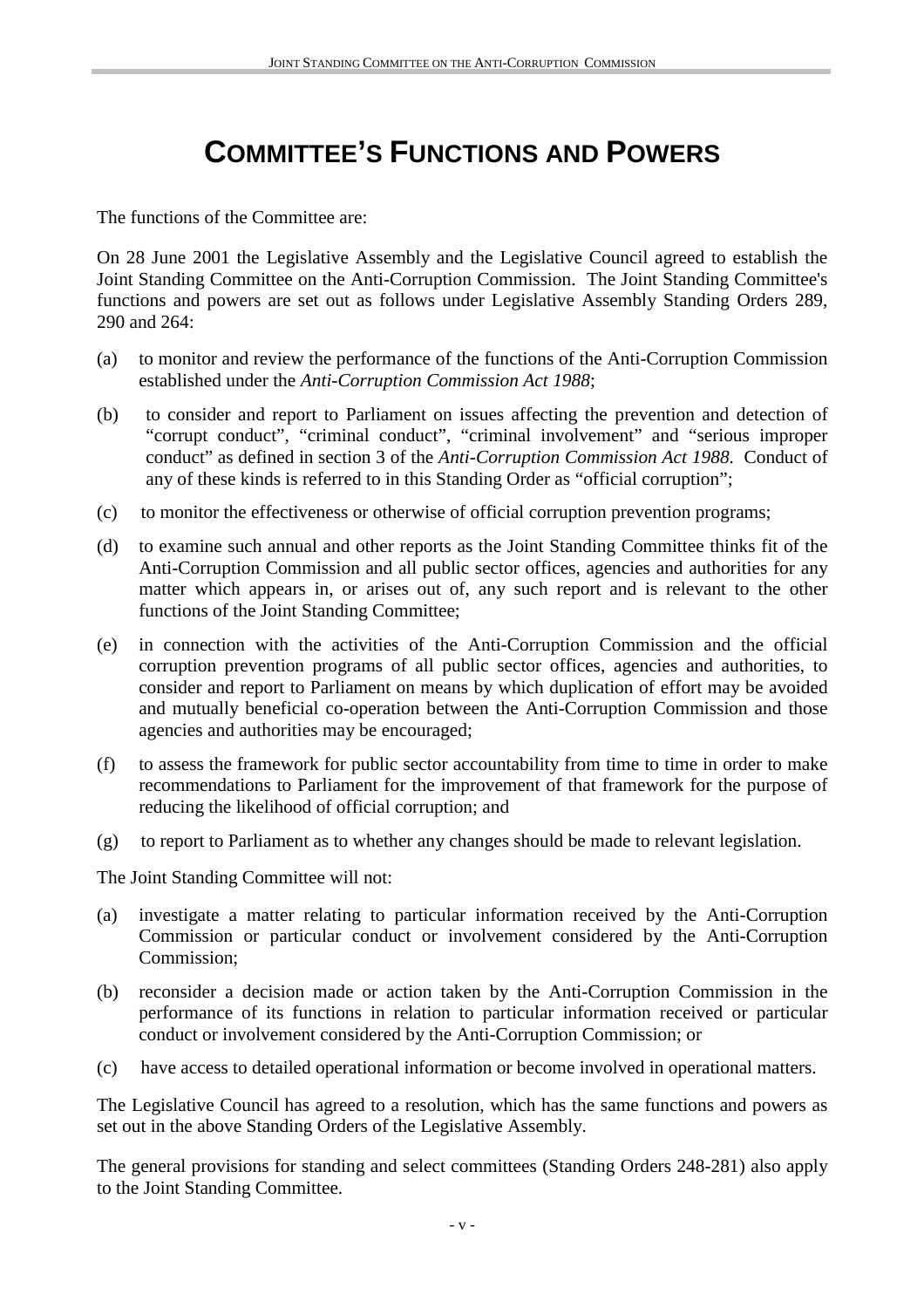# COMMITTEE'S FUNCTIONS AND POWERS

The functions of the Committee are:

On 28 June 2001 the Legislative Assembly and the Legislative Council agreed to establish the Joint Standing Committee on the Anti-Corruption Commission. The Joint Standing Committee's functions and powers are set out as follows under Legislative Assembly Standing Orders 289, 290 and 264:

(a) to monitor and review the performance of the functions of the Anti-Corruption Commission established under the *Anti-Corruption Commission Act 1988*;

(b) to consider and report to Parliament on issues affecting the prevention and detection of "corrupt conduct", "criminal conduct", "criminal involvement" and "serious improper conduct" as defined in section 3 of the *Anti-Corruption Commission Act 1988*. Conduct of any of these kinds is referred to in this Standing Order as "official corruption";

(c) to monitor the effectiveness or otherwise of official corruption prevention programs;

(d) to examine such annual and other reports as the Joint Standing Committee thinks fit of the Anti-Corruption Commission and all public sector offices, agencies and authorities for any matter which appears in, or arises out of, any such report and is relevant to the other functions of the Joint Standing Committee;

(e) in connection with the activities of the Anti-Corruption Commission and the official corruption prevention programs of all public sector offices, agencies and authorities, to consider and report to Parliament on means by which duplication of effort may be avoided and mutually beneficial co-operation between the Anti-Corruption Commission and those agencies and authorities may be encouraged;

(f) to assess the framework for public sector accountability from time to time in order to make recommendations to Parliament for the improvement of that framework for the purpose of reducing the likelihood of official corruption; and

(g) to report to Parliament as to whether any changes should be made to relevant legislation.

The Joint Standing Committee will not:

(a) investigate a matter relating to particular information received by the Anti-Corruption Commission or particular conduct or involvement considered by the Anti-Corruption Commission;

(b) reconsider a decision made or action taken by the Anti-Corruption Commission in the performance of its functions in relation to particular information received or particular conduct or involvement considered by the Anti-Corruption Commission; or

(c) have access to detailed operational information or become involved in operational matters.

The Legislative Council has agreed to a resolution, which has the same functions and powers as set out in the above Standing Orders of the Legislative Assembly.

The general provisions for standing and select committees (Standing Orders 248-281) also apply to the Joint Standing Committee.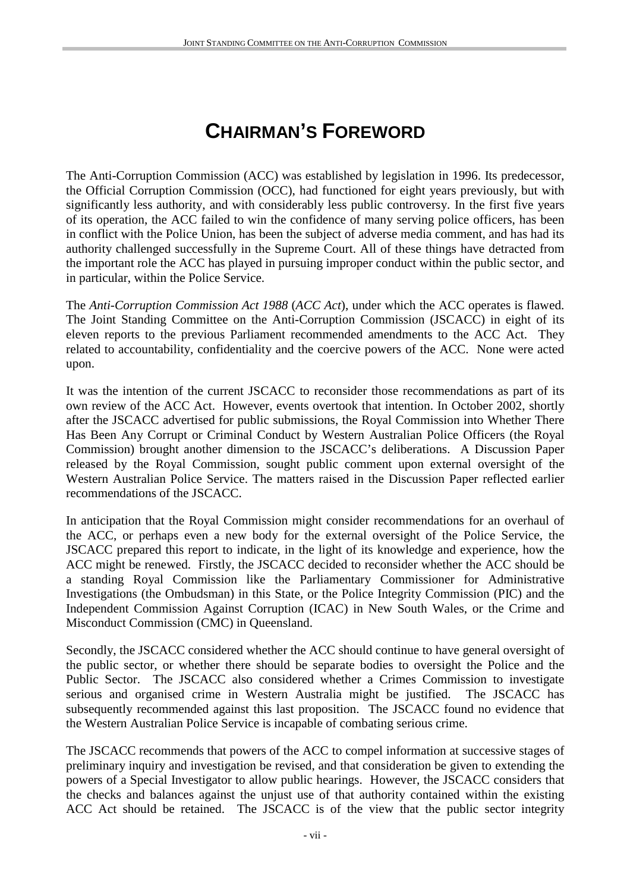# CHAIRMAN'S FOREWORD

The Anti-Corruption Commission (ACC) was established by legislation in 1996. Its predecessor, the Official Corruption Commission (OCC), had functioned for eight years previously, but with significantly less authority, and with considerably less public controversy. In the first five years of its operation, the ACC failed to win the confidence of many serving police officers, has been in conflict with the Police Union, has been the subject of adverse media comment, and has had its authority challenged successfully in the Supreme Court. All of these things have detracted from the important role the ACC has played in pursuing improper conduct within the public sector, and in particular, within the Police Service.

The *Anti-Corruption Commission Act 1988* (*ACC Act*), under which the ACC operates is flawed. The Joint Standing Committee on the Anti-Corruption Commission (JSCACC) in eight of its eleven reports to the previous Parliament recommended amendments to the ACC Act. They related to accountability, confidentiality and the coercive powers of the ACC. None were acted upon.

It was the intention of the current JSCACC to reconsider those recommendations as part of its own review of the ACC Act. However, events overtook that intention. In October 2002, shortly after the JSCACC advertised for public submissions, the Royal Commission into Whether There Has Been Any Corrupt or Criminal Conduct by Western Australian Police Officers (the Royal Commission) brought another dimension to the JSCACC's deliberations. A Discussion Paper released by the Royal Commission, sought public comment upon external oversight of the Western Australian Police Service. The matters raised in the Discussion Paper reflected earlier recommendations of the JSCACC.

In anticipation that the Royal Commission might consider recommendations for an overhaul of the ACC, or perhaps even a new body for the external oversight of the Police Service, the JSCACC prepared this report to indicate, in the light of its knowledge and experience, how the ACC might be renewed. Firstly, the JSCACC decided to reconsider whether the ACC should be a standing Royal Commission like the Parliamentary Commissioner for Administrative Investigations (the Ombudsman) in this State, or the Police Integrity Commission (PIC) and the Independent Commission Against Corruption (ICAC) in New South Wales, or the Crime and Misconduct Commission (CMC) in Queensland.

Secondly, the JSCACC considered whether the ACC should continue to have general oversight of the public sector, or whether there should be separate bodies to oversight the Police and the Public Sector. The JSCACC also considered whether a Crimes Commission to investigate serious and organised crime in Western Australia might be justified. The JSCACC has subsequently recommended against this last proposition. The JSCACC found no evidence that the Western Australian Police Service is incapable of combating serious crime.

The JSCACC recommends that powers of the ACC to compel information at successive stages of preliminary inquiry and investigation be revised, and that consideration be given to extending the powers of a Special Investigator to allow public hearings. However, the JSCACC considers that the checks and balances against the unjust use of that authority contained within the existing ACC Act should be retained. The JSCACC is of the view that the public sector integrity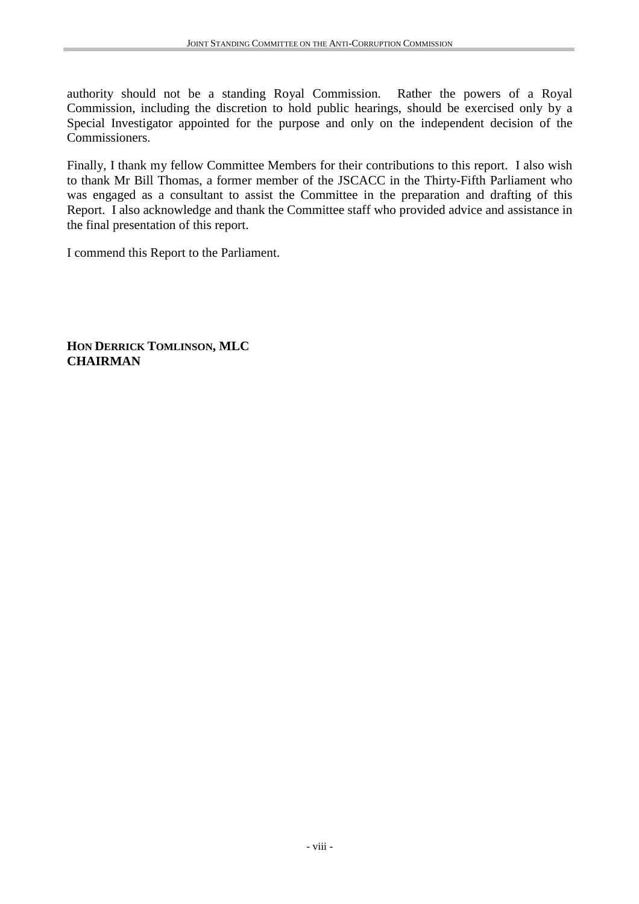authority should not be a standing Royal Commission. Rather the powers of a Royal Commission, including the discretion to hold public hearings, should be exercised only by a Special Investigator appointed for the purpose and only on the independent decision of the Commissioners.

Finally, I thank my fellow Committee Members for their contributions to this report. I also wish to thank Mr Bill Thomas, a former member of the JSCACC in the Thirty-Fifth Parliament who was engaged as a consultant to assist the Committee in the preparation and drafting of this Report. I also acknowledge and thank the Committee staff who provided advice and assistance in the final presentation of this report.

I commend this Report to the Parliament.

**HON DERRICK TOMLINSON, MLC**
**CHAIRMAN**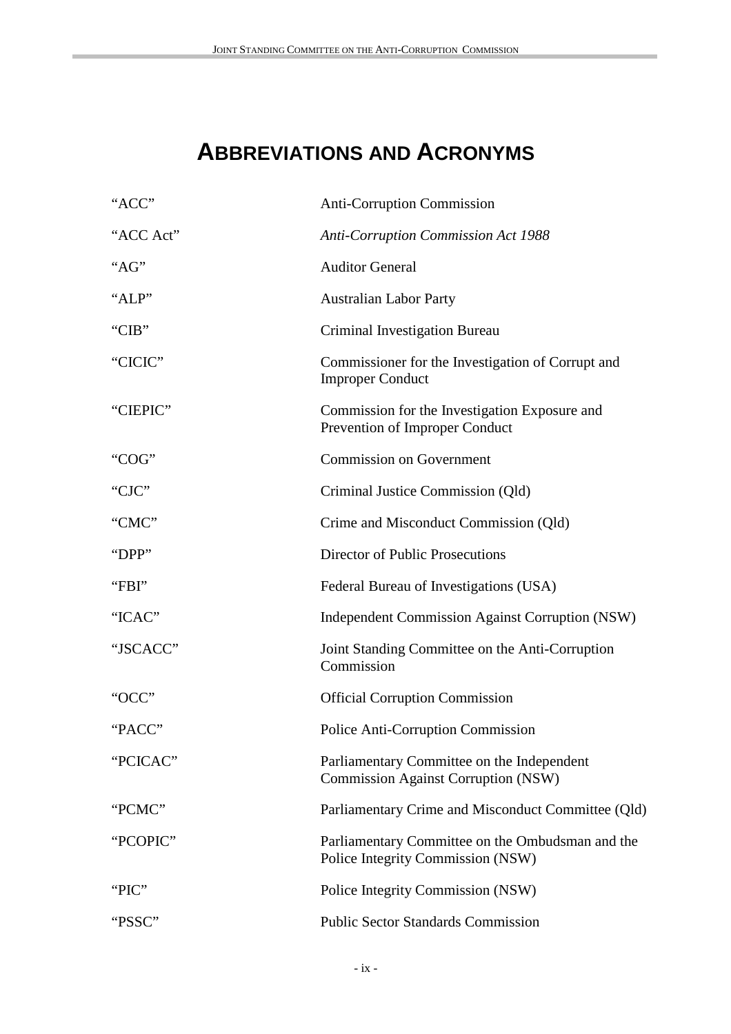# Abbreviations and Acronyms

| | |
|---|---|
| “ACC” | Anti-Corruption Commission |
| “ACC Act” | *Anti-Corruption Commission Act 1988* |
| “AG” | Auditor General |
| “ALP” | Australian Labor Party |
| “CIB” | Criminal Investigation Bureau |
| “CICIC” | Commissioner for the Investigation of Corrupt and Improper Conduct |
| “CIEPIC” | Commission for the Investigation Exposure and Prevention of Improper Conduct |
| “COG” | Commission on Government |
| “CJC” | Criminal Justice Commission (Qld) |
| “CMC” | Crime and Misconduct Commission (Qld) |
| “DPP” | Director of Public Prosecutions |
| “FBI” | Federal Bureau of Investigations (USA) |
| “ICAC” | Independent Commission Against Corruption (NSW) |
| “JSCACC” | Joint Standing Committee on the Anti-Corruption Commission |
| “OCC” | Official Corruption Commission |
| “PACC” | Police Anti-Corruption Commission |
| “PCICAC” | Parliamentary Committee on the Independent Commission Against Corruption (NSW) |
| “PCMC” | Parliamentary Crime and Misconduct Committee (Qld) |
| “PCOPIC” | Parliamentary Committee on the Ombudsman and the Police Integrity Commission (NSW) |
| “PIC” | Police Integrity Commission (NSW) |
| “PSSC” | Public Sector Standards Commission |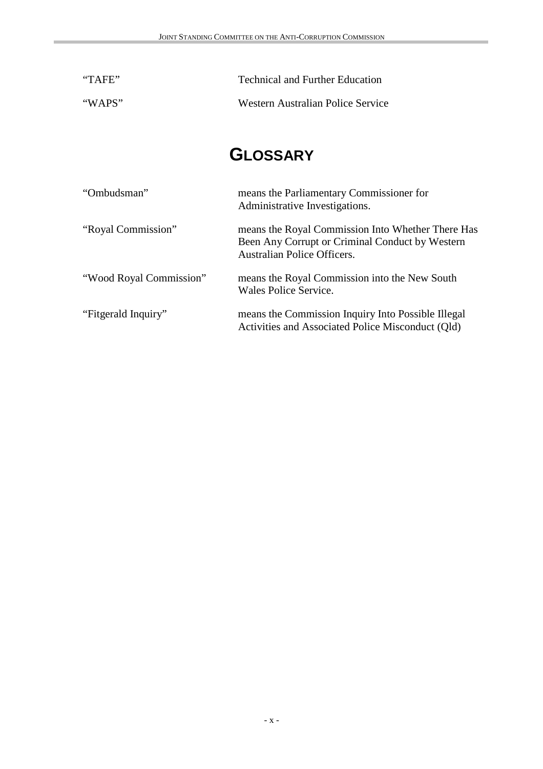| | |
|---|---|
| "TAFE" | Technical and Further Education |
| "WAPS" | Western Australian Police Service |

# GLOSSARY

| | |
|---|---|
| "Ombudsman" | means the Parliamentary Commissioner for Administrative Investigations. |
| "Royal Commission" | means the Royal Commission Into Whether There Has Been Any Corrupt or Criminal Conduct by Western Australian Police Officers. |
| "Wood Royal Commission" | means the Royal Commission into the New South Wales Police Service. |
| "Fitgerald Inquiry" | means the Commission Inquiry Into Possible Illegal Activities and Associated Police Misconduct (Qld) |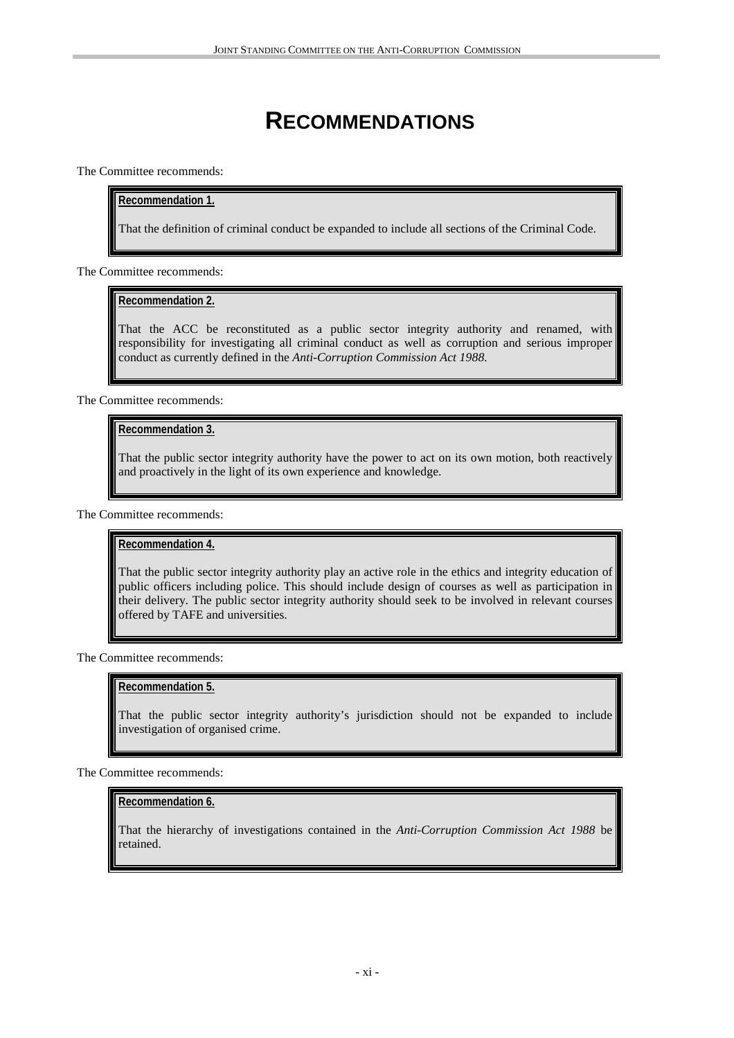# RECOMMENDATIONS

The Committee recommends:

**Recommendation 1.**

That the definition of criminal conduct be expanded to include all sections of the Criminal Code.

The Committee recommends:

**Recommendation 2.**

That the ACC be reconstituted as a public sector integrity authority and renamed, with responsibility for investigating all criminal conduct as well as corruption and serious improper conduct as currently defined in the *Anti-Corruption Commission Act 1988.*

The Committee recommends:

**Recommendation 3.**

That the public sector integrity authority have the power to act on its own motion, both reactively and proactively in the light of its own experience and knowledge.

The Committee recommends:

**Recommendation 4.**

That the public sector integrity authority play an active role in the ethics and integrity education of public officers including police. This should include design of courses as well as participation in their delivery. The public sector integrity authority should seek to be involved in relevant courses offered by TAFE and universities.

The Committee recommends:

**Recommendation 5.**

That the public sector integrity authority's jurisdiction should not be expanded to include investigation of organised crime.

The Committee recommends:

**Recommendation 6.**

That the hierarchy of investigations contained in the *Anti-Corruption Commission Act 1988* be retained.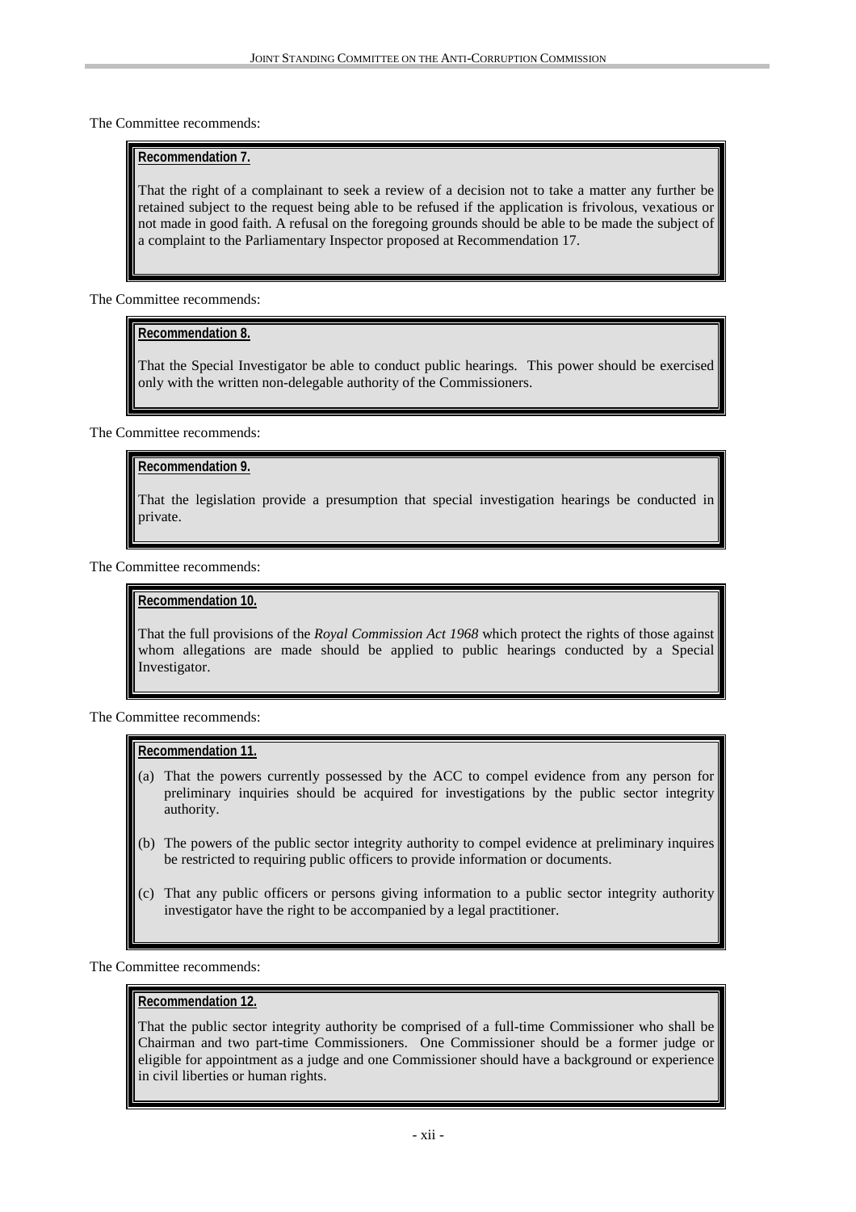The Committee recommends:

> **Recommendation 7.**
>
> That the right of a complainant to seek a review of a decision not to take a matter any further be retained subject to the request being able to be refused if the application is frivolous, vexatious or not made in good faith. A refusal on the foregoing grounds should be able to be made the subject of a complaint to the Parliamentary Inspector proposed at Recommendation 17.

The Committee recommends:

> **Recommendation 8.**
>
> That the Special Investigator be able to conduct public hearings. This power should be exercised only with the written non-delegable authority of the Commissioners.

The Committee recommends:

> **Recommendation 9.**
>
> That the legislation provide a presumption that special investigation hearings be conducted in private.

The Committee recommends:

> **Recommendation 10.**
>
> That the full provisions of the *Royal Commission Act 1968* which protect the rights of those against whom allegations are made should be applied to public hearings conducted by a Special Investigator.

The Committee recommends:

> **Recommendation 11.**
>
> (a) That the powers currently possessed by the ACC to compel evidence from any person for preliminary inquiries should be acquired for investigations by the public sector integrity authority.
>
> (b) The powers of the public sector integrity authority to compel evidence at preliminary inquires be restricted to requiring public officers to provide information or documents.
>
> (c) That any public officers or persons giving information to a public sector integrity authority investigator have the right to be accompanied by a legal practitioner.

The Committee recommends:

> **Recommendation 12.**
>
> That the public sector integrity authority be comprised of a full-time Commissioner who shall be Chairman and two part-time Commissioners. One Commissioner should be a former judge or eligible for appointment as a judge and one Commissioner should have a background or experience in civil liberties or human rights.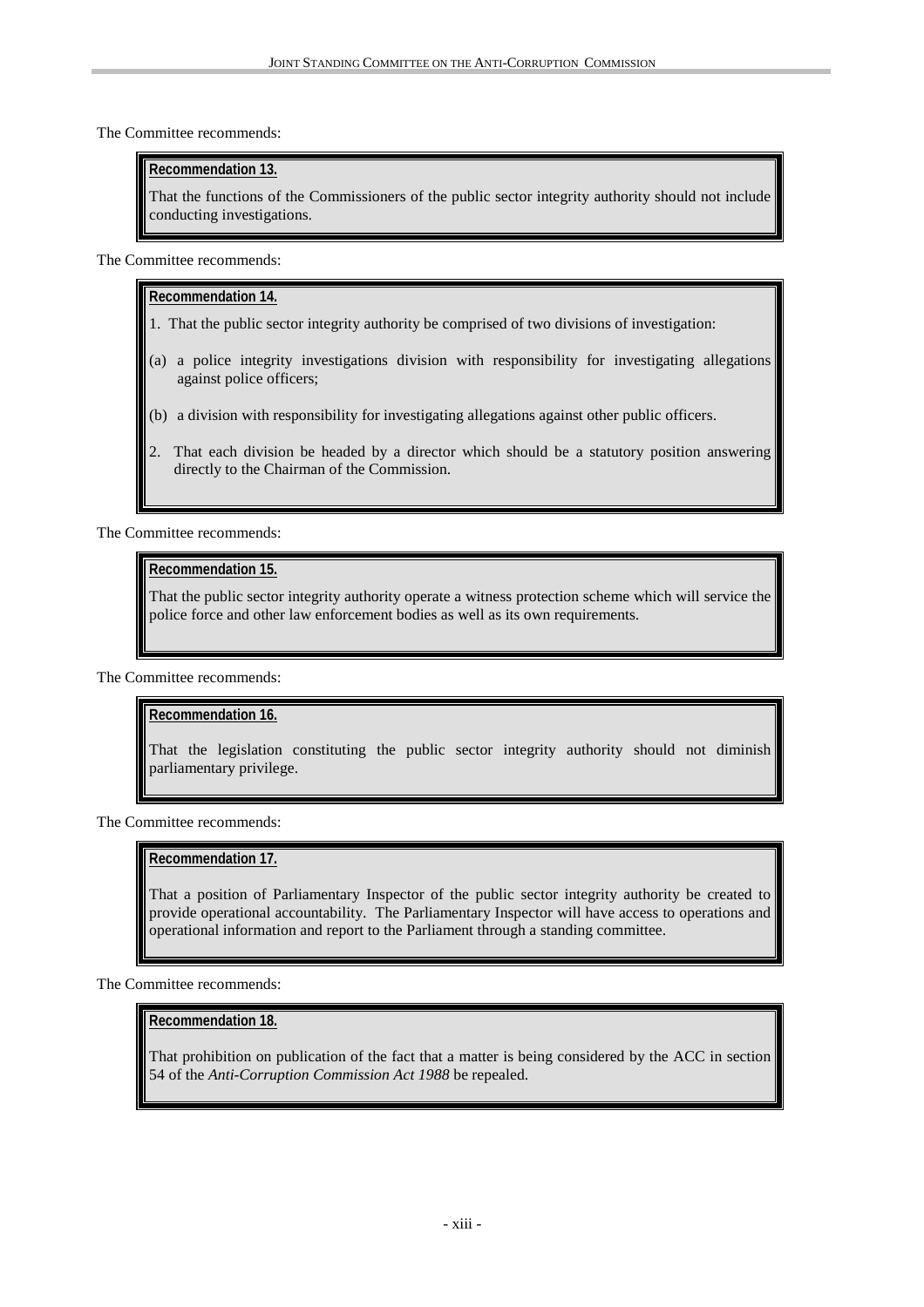The Committee recommends:

> **Recommendation 13.**
>
> That the functions of the Commissioners of the public sector integrity authority should not include conducting investigations.

The Committee recommends:

> **Recommendation 14.**
>
> 1. That the public sector integrity authority be comprised of two divisions of investigation:
>
> (a) a police integrity investigations division with responsibility for investigating allegations against police officers;
>
> (b) a division with responsibility for investigating allegations against other public officers.
>
> 2. That each division be headed by a director which should be a statutory position answering directly to the Chairman of the Commission.

The Committee recommends:

> **Recommendation 15.**
>
> That the public sector integrity authority operate a witness protection scheme which will service the police force and other law enforcement bodies as well as its own requirements.

The Committee recommends:

> **Recommendation 16.**
>
> That the legislation constituting the public sector integrity authority should not diminish parliamentary privilege.

The Committee recommends:

> **Recommendation 17.**
>
> That a position of Parliamentary Inspector of the public sector integrity authority be created to provide operational accountability. The Parliamentary Inspector will have access to operations and operational information and report to the Parliament through a standing committee.

The Committee recommends:

> **Recommendation 18.**
>
> That prohibition on publication of the fact that a matter is being considered by the ACC in section 54 of the *Anti-Corruption Commission Act 1988* be repealed.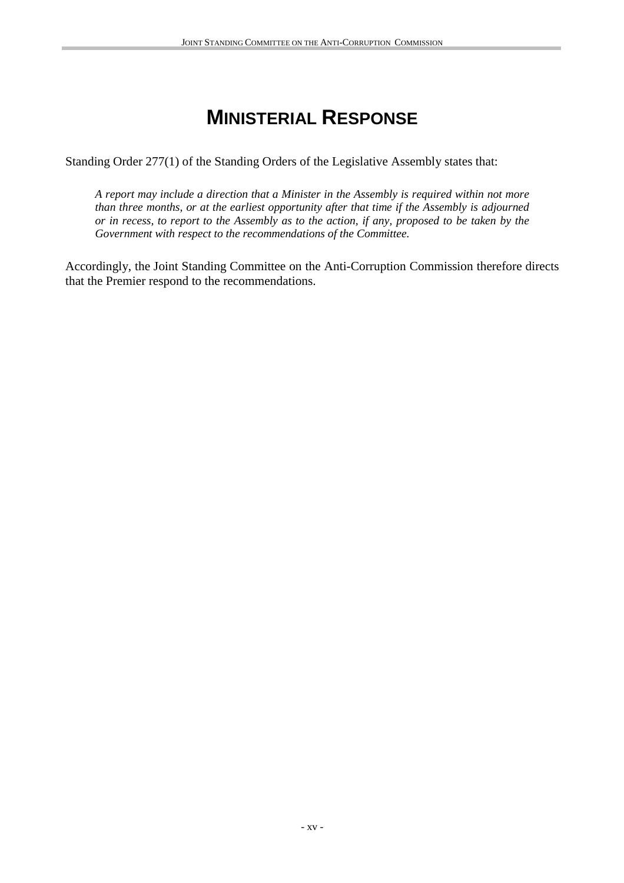# MINISTERIAL RESPONSE

Standing Order 277(1) of the Standing Orders of the Legislative Assembly states that:

> *A report may include a direction that a Minister in the Assembly is required within not more than three months, or at the earliest opportunity after that time if the Assembly is adjourned or in recess, to report to the Assembly as to the action, if any, proposed to be taken by the Government with respect to the recommendations of the Committee.*

Accordingly, the Joint Standing Committee on the Anti-Corruption Commission therefore directs that the Premier respond to the recommendations.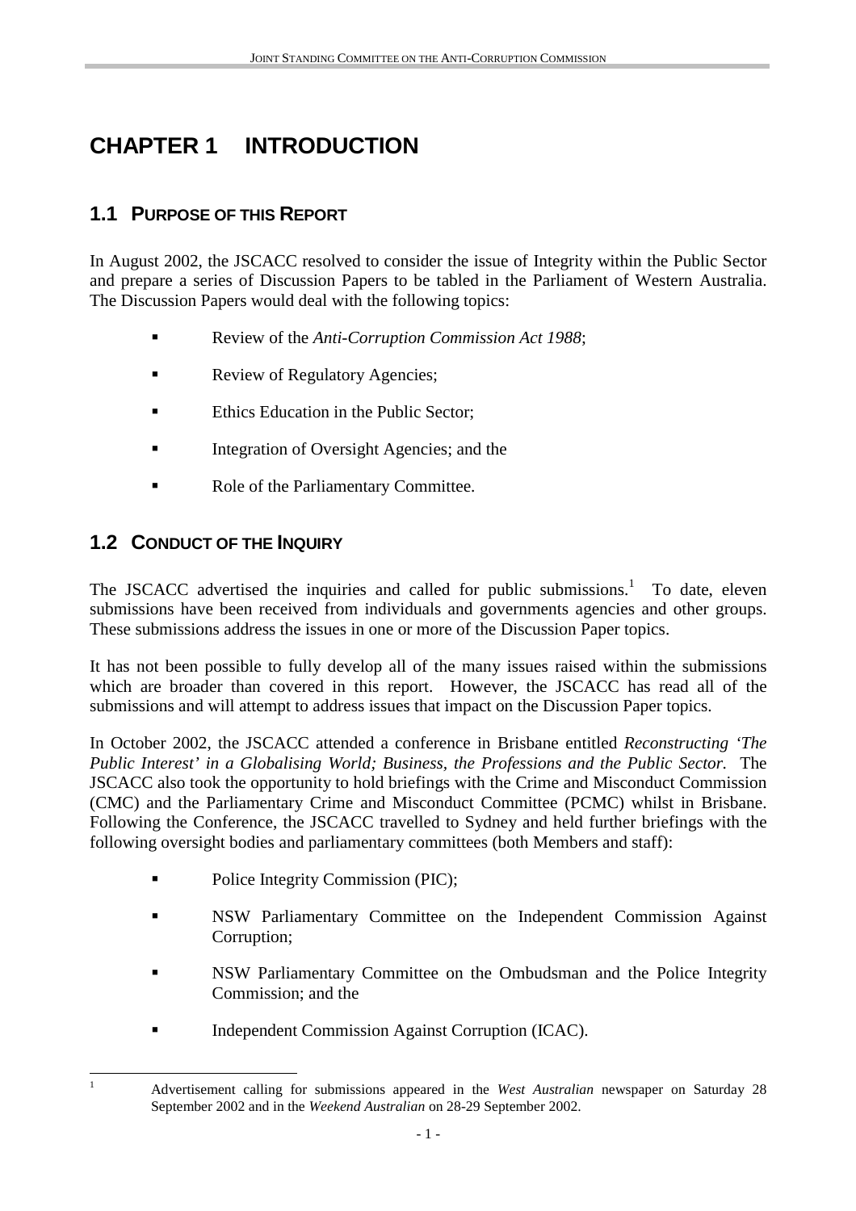# CHAPTER 1 INTRODUCTION

## 1.1 PURPOSE OF THIS REPORT

In August 2002, the JSCACC resolved to consider the issue of Integrity within the Public Sector and prepare a series of Discussion Papers to be tabled in the Parliament of Western Australia. The Discussion Papers would deal with the following topics:

- Review of the *Anti-Corruption Commission Act 1988*;
- Review of Regulatory Agencies;
- Ethics Education in the Public Sector;
- Integration of Oversight Agencies; and the
- Role of the Parliamentary Committee.

## 1.2 CONDUCT OF THE INQUIRY

The JSCACC advertised the inquiries and called for public submissions.[1] To date, eleven submissions have been received from individuals and governments agencies and other groups. These submissions address the issues in one or more of the Discussion Paper topics.

It has not been possible to fully develop all of the many issues raised within the submissions which are broader than covered in this report. However, the JSCACC has read all of the submissions and will attempt to address issues that impact on the Discussion Paper topics.

In October 2002, the JSCACC attended a conference in Brisbane entitled *Reconstructing 'The Public Interest' in a Globalising World; Business, the Professions and the Public Sector.* The JSCACC also took the opportunity to hold briefings with the Crime and Misconduct Commission (CMC) and the Parliamentary Crime and Misconduct Committee (PCMC) whilst in Brisbane. Following the Conference, the JSCACC travelled to Sydney and held further briefings with the following oversight bodies and parliamentary committees (both Members and staff):

- Police Integrity Commission (PIC);
- NSW Parliamentary Committee on the Independent Commission Against Corruption;
- NSW Parliamentary Committee on the Ombudsman and the Police Integrity Commission; and the
- Independent Commission Against Corruption (ICAC).

---

[1] Advertisement calling for submissions appeared in the *West Australian* newspaper on Saturday 28 September 2002 and in the *Weekend Australian* on 28-29 September 2002.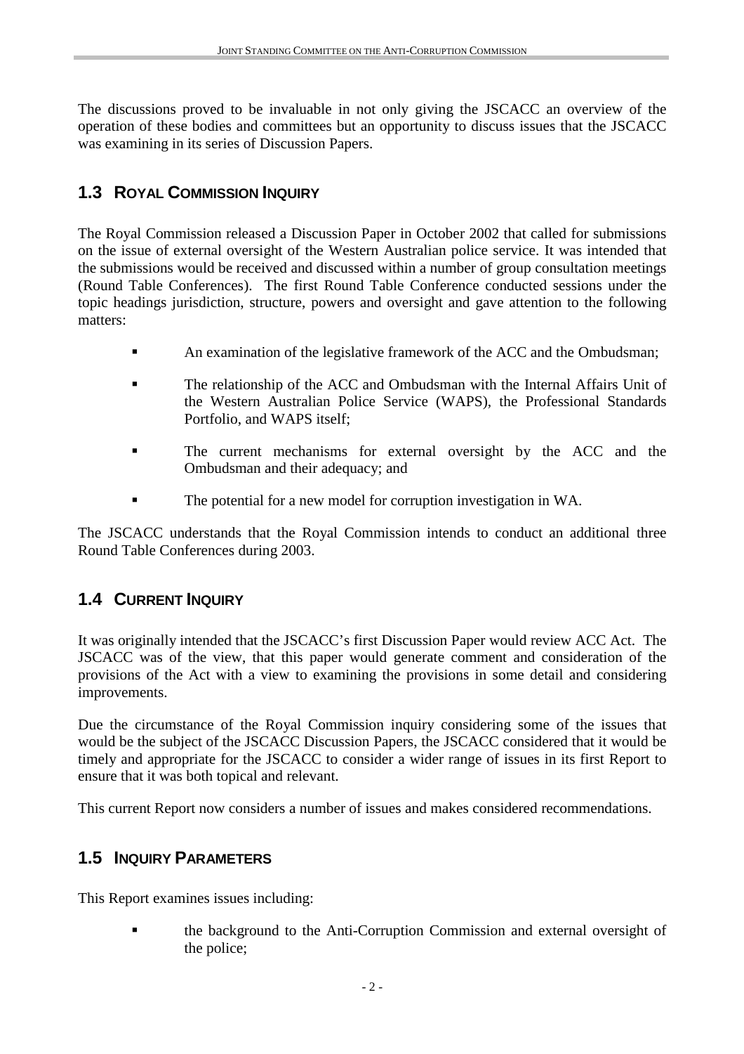The discussions proved to be invaluable in not only giving the JSCACC an overview of the operation of these bodies and committees but an opportunity to discuss issues that the JSCACC was examining in its series of Discussion Papers.

## 1.3 ROYAL COMMISSION INQUIRY

The Royal Commission released a Discussion Paper in October 2002 that called for submissions on the issue of external oversight of the Western Australian police service. It was intended that the submissions would be received and discussed within a number of group consultation meetings (Round Table Conferences). The first Round Table Conference conducted sessions under the topic headings jurisdiction, structure, powers and oversight and gave attention to the following matters:

- An examination of the legislative framework of the ACC and the Ombudsman;
- The relationship of the ACC and Ombudsman with the Internal Affairs Unit of the Western Australian Police Service (WAPS), the Professional Standards Portfolio, and WAPS itself;
- The current mechanisms for external oversight by the ACC and the Ombudsman and their adequacy; and
- The potential for a new model for corruption investigation in WA.

The JSCACC understands that the Royal Commission intends to conduct an additional three Round Table Conferences during 2003.

## 1.4 CURRENT INQUIRY

It was originally intended that the JSCACC's first Discussion Paper would review ACC Act. The JSCACC was of the view, that this paper would generate comment and consideration of the provisions of the Act with a view to examining the provisions in some detail and considering improvements.

Due the circumstance of the Royal Commission inquiry considering some of the issues that would be the subject of the JSCACC Discussion Papers, the JSCACC considered that it would be timely and appropriate for the JSCACC to consider a wider range of issues in its first Report to ensure that it was both topical and relevant.

This current Report now considers a number of issues and makes considered recommendations.

## 1.5 INQUIRY PARAMETERS

This Report examines issues including:

- the background to the Anti-Corruption Commission and external oversight of the police;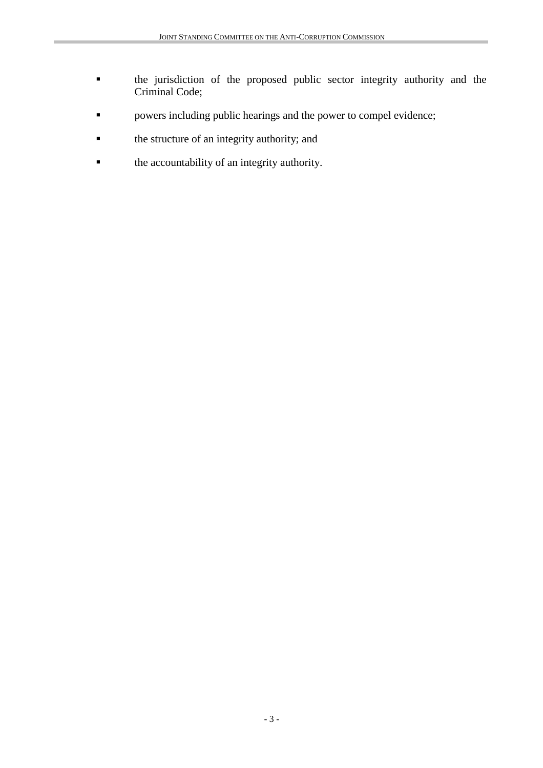- the jurisdiction of the proposed public sector integrity authority and the Criminal Code;
- powers including public hearings and the power to compel evidence;
- the structure of an integrity authority; and
- the accountability of an integrity authority.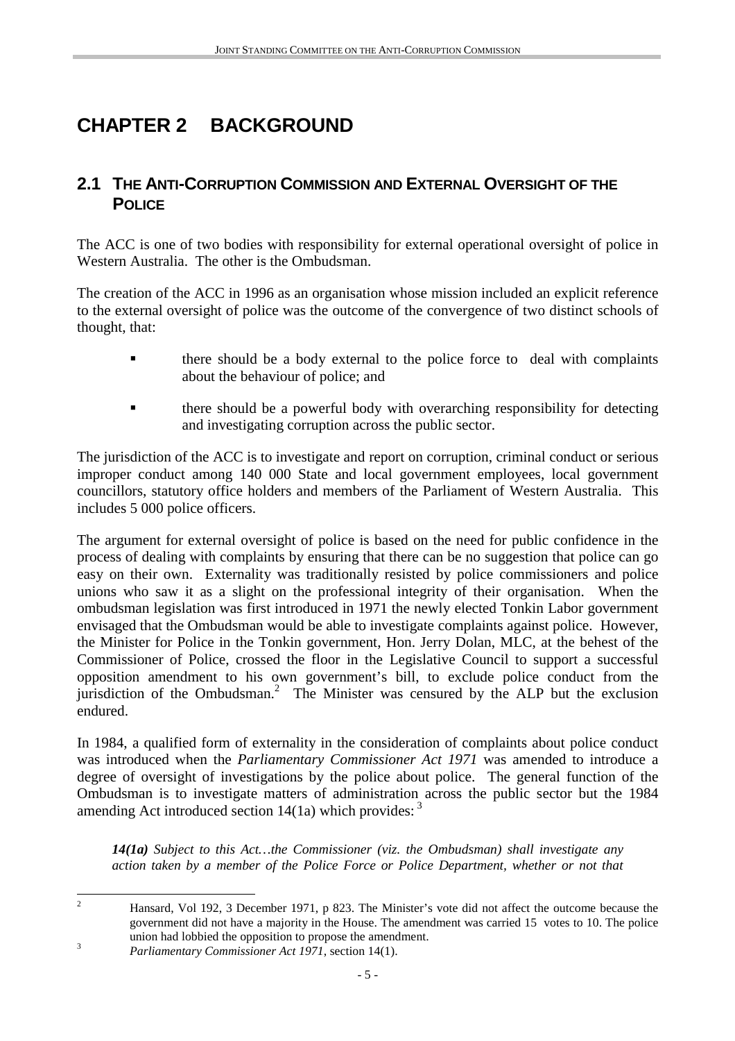# CHAPTER 2 BACKGROUND

## 2.1 THE ANTI-CORRUPTION COMMISSION AND EXTERNAL OVERSIGHT OF THE POLICE

The ACC is one of two bodies with responsibility for external operational oversight of police in Western Australia. The other is the Ombudsman.

The creation of the ACC in 1996 as an organisation whose mission included an explicit reference to the external oversight of police was the outcome of the convergence of two distinct schools of thought, that:

- there should be a body external to the police force to deal with complaints about the behaviour of police; and
- there should be a powerful body with overarching responsibility for detecting and investigating corruption across the public sector.

The jurisdiction of the ACC is to investigate and report on corruption, criminal conduct or serious improper conduct among 140 000 State and local government employees, local government councillors, statutory office holders and members of the Parliament of Western Australia. This includes 5 000 police officers.

The argument for external oversight of police is based on the need for public confidence in the process of dealing with complaints by ensuring that there can be no suggestion that police can go easy on their own. Externality was traditionally resisted by police commissioners and police unions who saw it as a slight on the professional integrity of their organisation. When the ombudsman legislation was first introduced in 1971 the newly elected Tonkin Labor government envisaged that the Ombudsman would be able to investigate complaints against police. However, the Minister for Police in the Tonkin government, Hon. Jerry Dolan, MLC, at the behest of the Commissioner of Police, crossed the floor in the Legislative Council to support a successful opposition amendment to his own government's bill, to exclude police conduct from the jurisdiction of the Ombudsman.[2] The Minister was censured by the ALP but the exclusion endured.

In 1984, a qualified form of externality in the consideration of complaints about police conduct was introduced when the *Parliamentary Commissioner Act 1971* was amended to introduce a degree of oversight of investigations by the police about police. The general function of the Ombudsman is to investigate matters of administration across the public sector but the 1984 amending Act introduced section 14(1a) which provides: [3]

> ***14(1a)*** *Subject to this Act…the Commissioner (viz. the Ombudsman) shall investigate any action taken by a member of the Police Force or Police Department, whether or not that*

---

[2] Hansard, Vol 192, 3 December 1971, p 823. The Minister's vote did not affect the outcome because the government did not have a majority in the House. The amendment was carried 15 votes to 10. The police union had lobbied the opposition to propose the amendment.

[3] *Parliamentary Commissioner Act 1971*, section 14(1).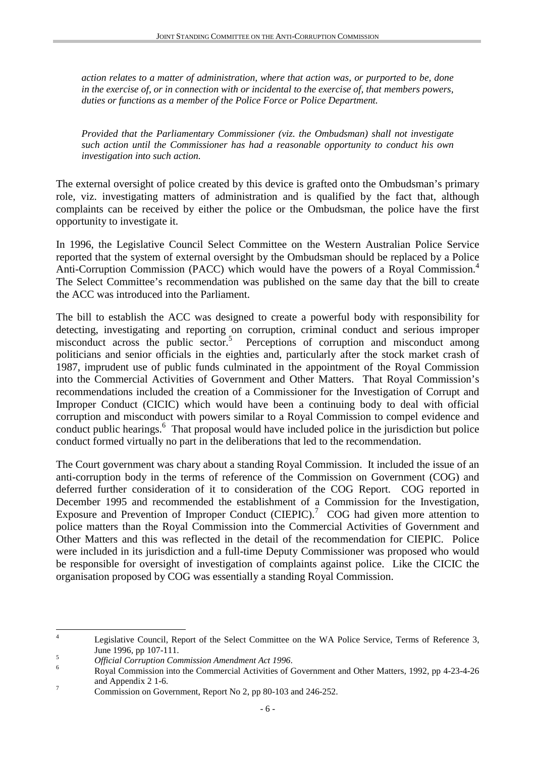*action relates to a matter of administration, where that action was, or purported to be, done in the exercise of, or in connection with or incidental to the exercise of, that members powers, duties or functions as a member of the Police Force or Police Department.*

*Provided that the Parliamentary Commissioner (viz. the Ombudsman) shall not investigate such action until the Commissioner has had a reasonable opportunity to conduct his own investigation into such action.*

The external oversight of police created by this device is grafted onto the Ombudsman's primary role, viz. investigating matters of administration and is qualified by the fact that, although complaints can be received by either the police or the Ombudsman, the police have the first opportunity to investigate it.

In 1996, the Legislative Council Select Committee on the Western Australian Police Service reported that the system of external oversight by the Ombudsman should be replaced by a Police Anti-Corruption Commission (PACC) which would have the powers of a Royal Commission.[4] The Select Committee's recommendation was published on the same day that the bill to create the ACC was introduced into the Parliament.

The bill to establish the ACC was designed to create a powerful body with responsibility for detecting, investigating and reporting on corruption, criminal conduct and serious improper misconduct across the public sector.[5] Perceptions of corruption and misconduct among politicians and senior officials in the eighties and, particularly after the stock market crash of 1987, imprudent use of public funds culminated in the appointment of the Royal Commission into the Commercial Activities of Government and Other Matters. That Royal Commission's recommendations included the creation of a Commissioner for the Investigation of Corrupt and Improper Conduct (CICIC) which would have been a continuing body to deal with official corruption and misconduct with powers similar to a Royal Commission to compel evidence and conduct public hearings.[6] That proposal would have included police in the jurisdiction but police conduct formed virtually no part in the deliberations that led to the recommendation.

The Court government was chary about a standing Royal Commission. It included the issue of an anti-corruption body in the terms of reference of the Commission on Government (COG) and deferred further consideration of it to consideration of the COG Report. COG reported in December 1995 and recommended the establishment of a Commission for the Investigation, Exposure and Prevention of Improper Conduct (CIEPIC).[7] COG had given more attention to police matters than the Royal Commission into the Commercial Activities of Government and Other Matters and this was reflected in the detail of the recommendation for CIEPIC. Police were included in its jurisdiction and a full-time Deputy Commissioner was proposed who would be responsible for oversight of investigation of complaints against police. Like the CICIC the organisation proposed by COG was essentially a standing Royal Commission.

---

[4] Legislative Council, Report of the Select Committee on the WA Police Service, Terms of Reference 3, June 1996, pp 107-111.

[5] *Official Corruption Commission Amendment Act 1996*.

[6] Royal Commission into the Commercial Activities of Government and Other Matters, 1992, pp 4-23-4-26 and Appendix 2 1-6.

[7] Commission on Government, Report No 2, pp 80-103 and 246-252.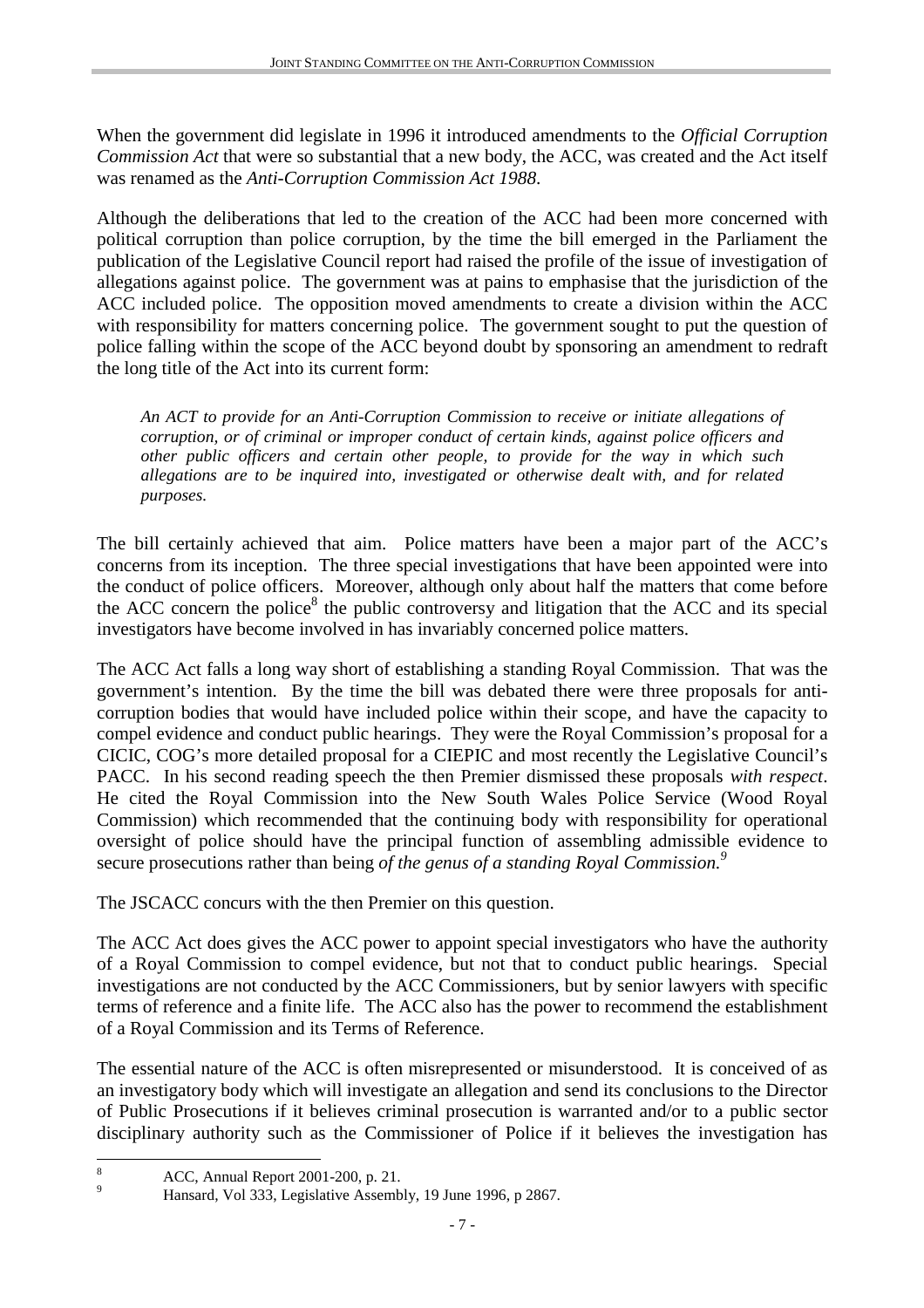When the government did legislate in 1996 it introduced amendments to the *Official Corruption Commission Act* that were so substantial that a new body, the ACC, was created and the Act itself was renamed as the *Anti-Corruption Commission Act 1988*.

Although the deliberations that led to the creation of the ACC had been more concerned with political corruption than police corruption, by the time the bill emerged in the Parliament the publication of the Legislative Council report had raised the profile of the issue of investigation of allegations against police. The government was at pains to emphasise that the jurisdiction of the ACC included police. The opposition moved amendments to create a division within the ACC with responsibility for matters concerning police. The government sought to put the question of police falling within the scope of the ACC beyond doubt by sponsoring an amendment to redraft the long title of the Act into its current form:

> *An ACT to provide for an Anti-Corruption Commission to receive or initiate allegations of corruption, or of criminal or improper conduct of certain kinds, against police officers and other public officers and certain other people, to provide for the way in which such allegations are to be inquired into, investigated or otherwise dealt with, and for related purposes.*

The bill certainly achieved that aim. Police matters have been a major part of the ACC's concerns from its inception. The three special investigations that have been appointed were into the conduct of police officers. Moreover, although only about half the matters that come before the ACC concern the police[8] the public controversy and litigation that the ACC and its special investigators have become involved in has invariably concerned police matters.

The ACC Act falls a long way short of establishing a standing Royal Commission. That was the government's intention. By the time the bill was debated there were three proposals for anti-corruption bodies that would have included police within their scope, and have the capacity to compel evidence and conduct public hearings. They were the Royal Commission's proposal for a CICIC, COG's more detailed proposal for a CIEPIC and most recently the Legislative Council's PACC. In his second reading speech the then Premier dismissed these proposals *with respect*. He cited the Royal Commission into the New South Wales Police Service (Wood Royal Commission) which recommended that the continuing body with responsibility for operational oversight of police should have the principal function of assembling admissible evidence to secure prosecutions rather than being *of the genus of a standing Royal Commission.*[9]

The JSCACC concurs with the then Premier on this question.

The ACC Act does gives the ACC power to appoint special investigators who have the authority of a Royal Commission to compel evidence, but not that to conduct public hearings. Special investigations are not conducted by the ACC Commissioners, but by senior lawyers with specific terms of reference and a finite life. The ACC also has the power to recommend the establishment of a Royal Commission and its Terms of Reference.

The essential nature of the ACC is often misrepresented or misunderstood. It is conceived of as an investigatory body which will investigate an allegation and send its conclusions to the Director of Public Prosecutions if it believes criminal prosecution is warranted and/or to a public sector disciplinary authority such as the Commissioner of Police if it believes the investigation has

---

[8] ACC, Annual Report 2001-200, p. 21.

[9] Hansard, Vol 333, Legislative Assembly, 19 June 1996, p 2867.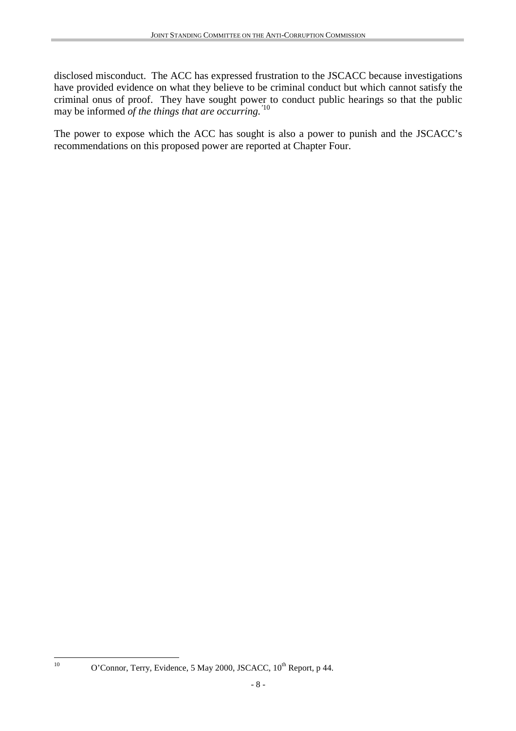disclosed misconduct. The ACC has expressed frustration to the JSCACC because investigations have provided evidence on what they believe to be criminal conduct but which cannot satisfy the criminal onus of proof. They have sought power to conduct public hearings so that the public may be informed *of the things that are occurring.*'[10]

The power to expose which the ACC has sought is also a power to punish and the JSCACC's recommendations on this proposed power are reported at Chapter Four.

---

[10] O'Connor, Terry, Evidence, 5 May 2000, JSCACC, 10th Report, p 44.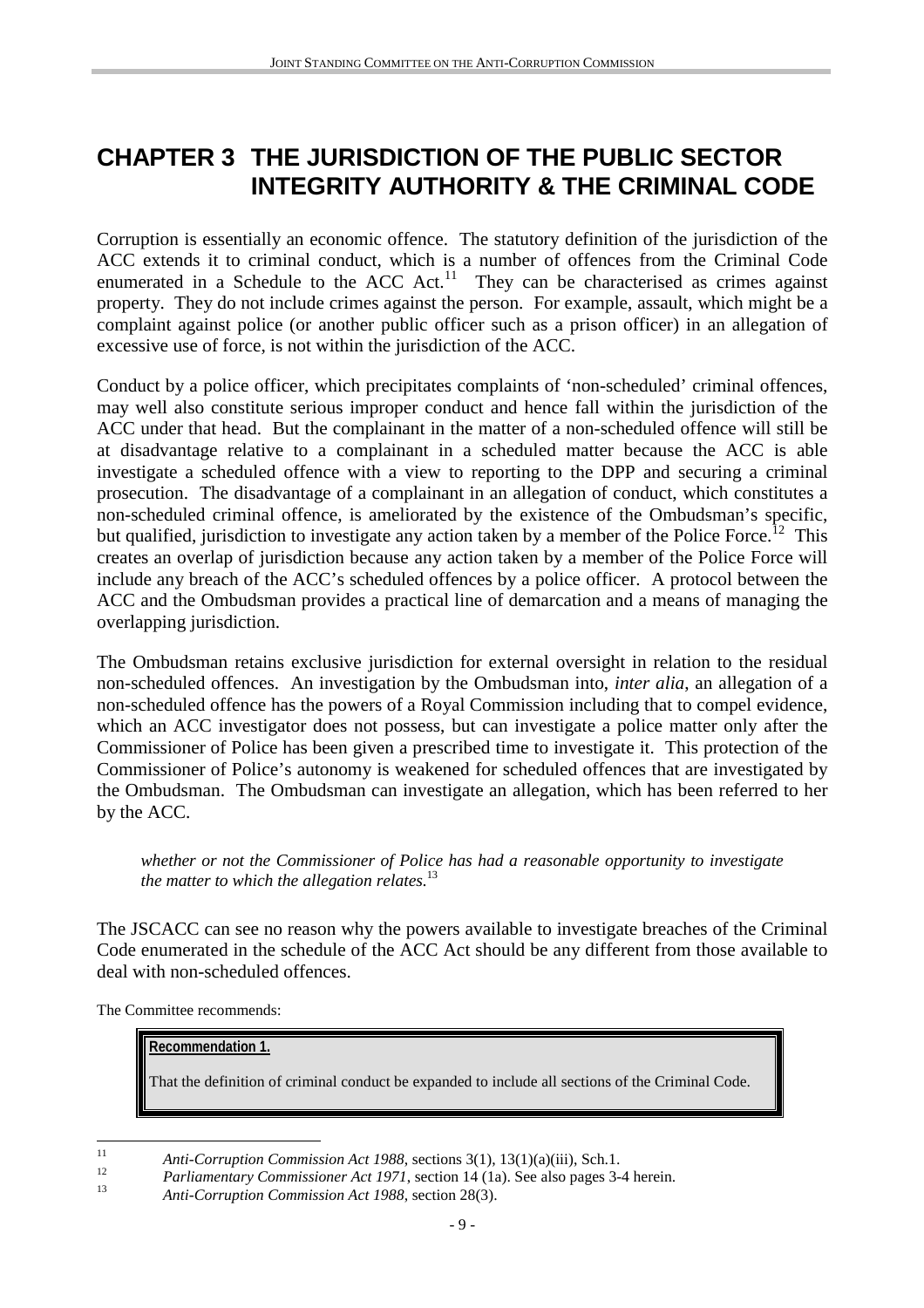# CHAPTER 3 THE JURISDICTION OF THE PUBLIC SECTOR INTEGRITY AUTHORITY & THE CRIMINAL CODE

Corruption is essentially an economic offence. The statutory definition of the jurisdiction of the ACC extends it to criminal conduct, which is a number of offences from the Criminal Code enumerated in a Schedule to the ACC Act.[11] They can be characterised as crimes against property. They do not include crimes against the person. For example, assault, which might be a complaint against police (or another public officer such as a prison officer) in an allegation of excessive use of force, is not within the jurisdiction of the ACC.

Conduct by a police officer, which precipitates complaints of 'non-scheduled' criminal offences, may well also constitute serious improper conduct and hence fall within the jurisdiction of the ACC under that head. But the complainant in the matter of a non-scheduled offence will still be at disadvantage relative to a complainant in a scheduled matter because the ACC is able investigate a scheduled offence with a view to reporting to the DPP and securing a criminal prosecution. The disadvantage of a complainant in an allegation of conduct, which constitutes a non-scheduled criminal offence, is ameliorated by the existence of the Ombudsman's specific, but qualified, jurisdiction to investigate any action taken by a member of the Police Force.[12] This creates an overlap of jurisdiction because any action taken by a member of the Police Force will include any breach of the ACC's scheduled offences by a police officer. A protocol between the ACC and the Ombudsman provides a practical line of demarcation and a means of managing the overlapping jurisdiction.

The Ombudsman retains exclusive jurisdiction for external oversight in relation to the residual non-scheduled offences. An investigation by the Ombudsman into, *inter alia*, an allegation of a non-scheduled offence has the powers of a Royal Commission including that to compel evidence, which an ACC investigator does not possess, but can investigate a police matter only after the Commissioner of Police has been given a prescribed time to investigate it. This protection of the Commissioner of Police's autonomy is weakened for scheduled offences that are investigated by the Ombudsman. The Ombudsman can investigate an allegation, which has been referred to her by the ACC.

> *whether or not the Commissioner of Police has had a reasonable opportunity to investigate the matter to which the allegation relates.*[13]

The JSCACC can see no reason why the powers available to investigate breaches of the Criminal Code enumerated in the schedule of the ACC Act should be any different from those available to deal with non-scheduled offences.

The Committee recommends:

> **Recommendation 1.**
>
> That the definition of criminal conduct be expanded to include all sections of the Criminal Code.

---

[11] *Anti-Corruption Commission Act 1988*, sections 3(1), 13(1)(a)(iii), Sch.1.

[12] *Parliamentary Commissioner Act 1971*, section 14 (1a). See also pages 3-4 herein.

[13] *Anti-Corruption Commission Act 1988*, section 28(3).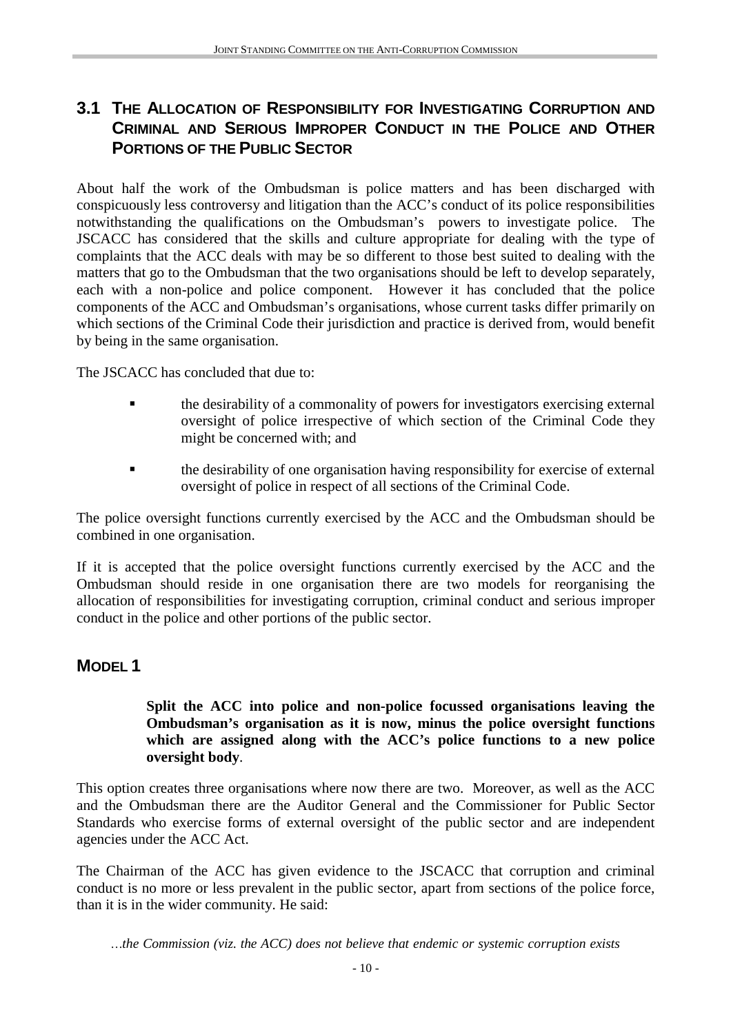## 3.1 The Allocation of Responsibility for Investigating Corruption and Criminal and Serious Improper Conduct in the Police and Other Portions of the Public Sector

About half the work of the Ombudsman is police matters and has been discharged with conspicuously less controversy and litigation than the ACC's conduct of its police responsibilities notwithstanding the qualifications on the Ombudsman's powers to investigate police. The JSCACC has considered that the skills and culture appropriate for dealing with the type of complaints that the ACC deals with may be so different to those best suited to dealing with the matters that go to the Ombudsman that the two organisations should be left to develop separately, each with a non-police and police component. However it has concluded that the police components of the ACC and Ombudsman's organisations, whose current tasks differ primarily on which sections of the Criminal Code their jurisdiction and practice is derived from, would benefit by being in the same organisation.

The JSCACC has concluded that due to:

- the desirability of a commonality of powers for investigators exercising external oversight of police irrespective of which section of the Criminal Code they might be concerned with; and
- the desirability of one organisation having responsibility for exercise of external oversight of police in respect of all sections of the Criminal Code.

The police oversight functions currently exercised by the ACC and the Ombudsman should be combined in one organisation.

If it is accepted that the police oversight functions currently exercised by the ACC and the Ombudsman should reside in one organisation there are two models for reorganising the allocation of responsibilities for investigating corruption, criminal conduct and serious improper conduct in the police and other portions of the public sector.

## Model 1

> **Split the ACC into police and non-police focussed organisations leaving the Ombudsman's organisation as it is now, minus the police oversight functions which are assigned along with the ACC's police functions to a new police oversight body**.

This option creates three organisations where now there are two. Moreover, as well as the ACC and the Ombudsman there are the Auditor General and the Commissioner for Public Sector Standards who exercise forms of external oversight of the public sector and are independent agencies under the ACC Act.

The Chairman of the ACC has given evidence to the JSCACC that corruption and criminal conduct is no more or less prevalent in the public sector, apart from sections of the police force, than it is in the wider community. He said:

> *…the Commission (viz. the ACC) does not believe that endemic or systemic corruption exists*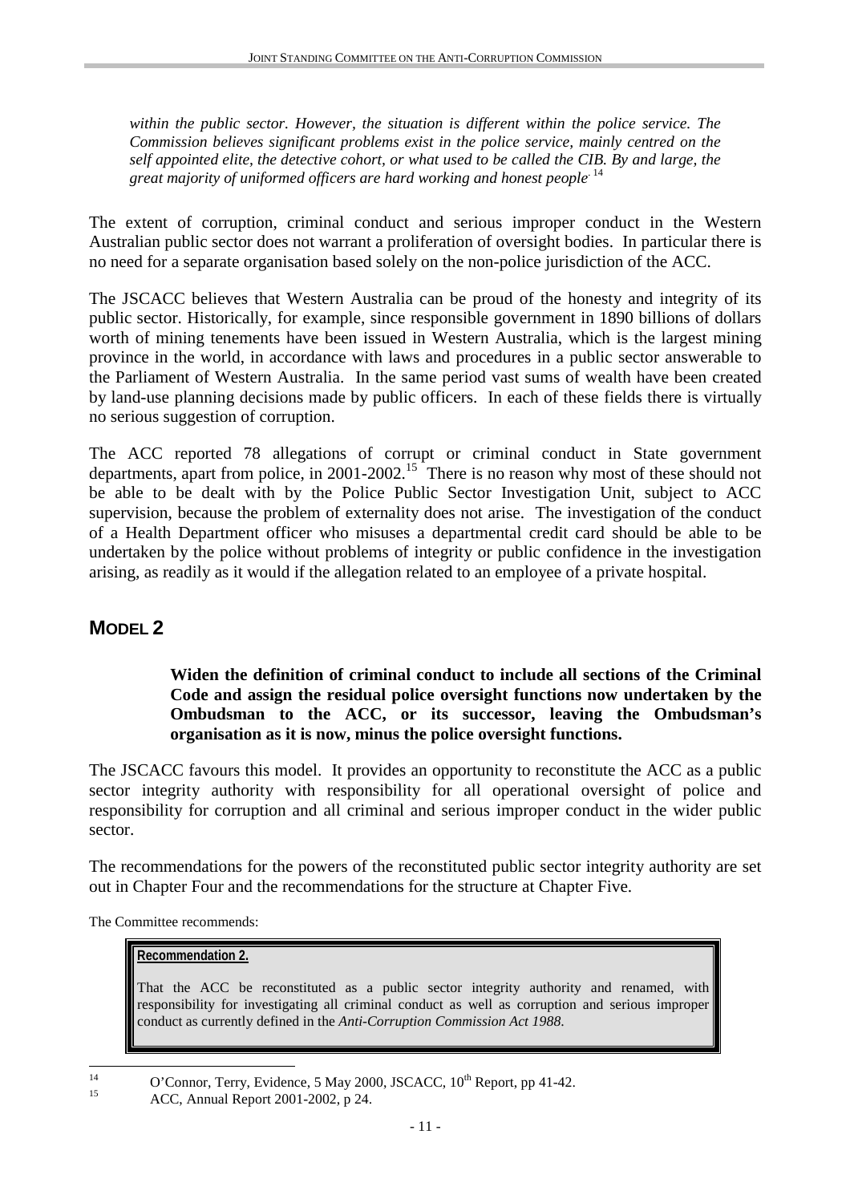*within the public sector. However, the situation is different within the police service. The Commission believes significant problems exist in the police service, mainly centred on the self appointed elite, the detective cohort, or what used to be called the CIB. By and large, the great majority of uniformed officers are hard working and honest people.*[14]

The extent of corruption, criminal conduct and serious improper conduct in the Western Australian public sector does not warrant a proliferation of oversight bodies. In particular there is no need for a separate organisation based solely on the non-police jurisdiction of the ACC.

The JSCACC believes that Western Australia can be proud of the honesty and integrity of its public sector. Historically, for example, since responsible government in 1890 billions of dollars worth of mining tenements have been issued in Western Australia, which is the largest mining province in the world, in accordance with laws and procedures in a public sector answerable to the Parliament of Western Australia. In the same period vast sums of wealth have been created by land-use planning decisions made by public officers. In each of these fields there is virtually no serious suggestion of corruption.

The ACC reported 78 allegations of corrupt or criminal conduct in State government departments, apart from police, in 2001-2002.[15] There is no reason why most of these should not be able to be dealt with by the Police Public Sector Investigation Unit, subject to ACC supervision, because the problem of externality does not arise. The investigation of the conduct of a Health Department officer who misuses a departmental credit card should be able to be undertaken by the police without problems of integrity or public confidence in the investigation arising, as readily as it would if the allegation related to an employee of a private hospital.

## MODEL 2

> **Widen the definition of criminal conduct to include all sections of the Criminal Code and assign the residual police oversight functions now undertaken by the Ombudsman to the ACC, or its successor, leaving the Ombudsman's organisation as it is now, minus the police oversight functions.**

The JSCACC favours this model. It provides an opportunity to reconstitute the ACC as a public sector integrity authority with responsibility for all operational oversight of police and responsibility for corruption and all criminal and serious improper conduct in the wider public sector.

The recommendations for the powers of the reconstituted public sector integrity authority are set out in Chapter Four and the recommendations for the structure at Chapter Five.

The Committee recommends:

> **Recommendation 2.**
>
> That the ACC be reconstituted as a public sector integrity authority and renamed, with responsibility for investigating all criminal conduct as well as corruption and serious improper conduct as currently defined in the *Anti-Corruption Commission Act 1988*.

---

[14] O'Connor, Terry, Evidence, 5 May 2000, JSCACC, 10th Report, pp 41-42.

[15] ACC, Annual Report 2001-2002, p 24.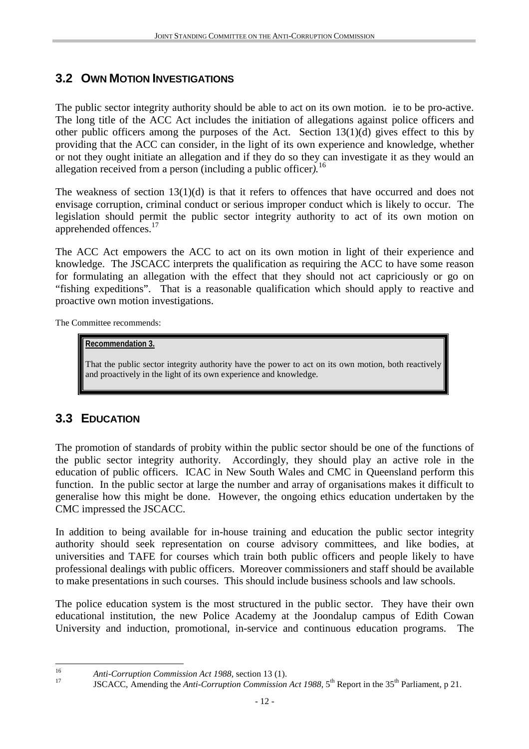## 3.2 OWN MOTION INVESTIGATIONS

The public sector integrity authority should be able to act on its own motion. ie to be pro-active. The long title of the ACC Act includes the initiation of allegations against police officers and other public officers among the purposes of the Act. Section 13(1)(d) gives effect to this by providing that the ACC can consider, in the light of its own experience and knowledge, whether or not they ought initiate an allegation and if they do so they can investigate it as they would an allegation received from a person (including a public officer*)*.[16]

The weakness of section 13(1)(d) is that it refers to offences that have occurred and does not envisage corruption, criminal conduct or serious improper conduct which is likely to occur. The legislation should permit the public sector integrity authority to act of its own motion on apprehended offences.[17]

The ACC Act empowers the ACC to act on its own motion in light of their experience and knowledge. The JSCACC interprets the qualification as requiring the ACC to have some reason for formulating an allegation with the effect that they should not act capriciously or go on "fishing expeditions". That is a reasonable qualification which should apply to reactive and proactive own motion investigations.

The Committee recommends:

> **Recommendation 3.**
>
> That the public sector integrity authority have the power to act on its own motion, both reactively and proactively in the light of its own experience and knowledge.

## 3.3 EDUCATION

The promotion of standards of probity within the public sector should be one of the functions of the public sector integrity authority. Accordingly, they should play an active role in the education of public officers. ICAC in New South Wales and CMC in Queensland perform this function. In the public sector at large the number and array of organisations makes it difficult to generalise how this might be done. However, the ongoing ethics education undertaken by the CMC impressed the JSCACC.

In addition to being available for in-house training and education the public sector integrity authority should seek representation on course advisory committees, and like bodies, at universities and TAFE for courses which train both public officers and people likely to have professional dealings with public officers. Moreover commissioners and staff should be available to make presentations in such courses. This should include business schools and law schools.

The police education system is the most structured in the public sector. They have their own educational institution, the new Police Academy at the Joondalup campus of Edith Cowan University and induction, promotional, in-service and continuous education programs. The

---

[16] *Anti-Corruption Commission Act 1988*, section 13 (1).

[17] JSCACC, Amending the *Anti-Corruption Commission Act 1988*, 5th Report in the 35th Parliament, p 21.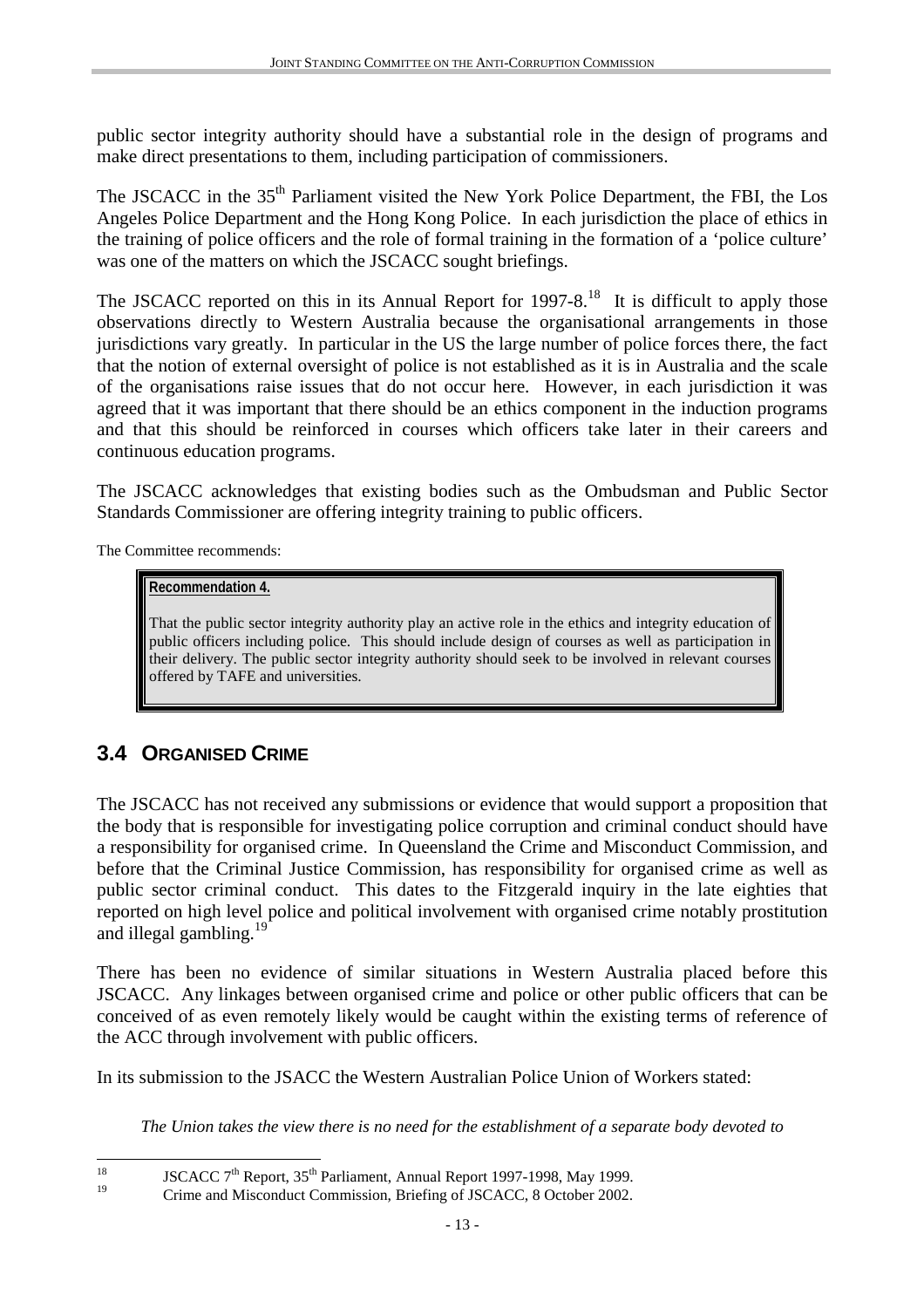public sector integrity authority should have a substantial role in the design of programs and make direct presentations to them, including participation of commissioners.

The JSCACC in the 35th Parliament visited the New York Police Department, the FBI, the Los Angeles Police Department and the Hong Kong Police. In each jurisdiction the place of ethics in the training of police officers and the role of formal training in the formation of a 'police culture' was one of the matters on which the JSCACC sought briefings.

The JSCACC reported on this in its Annual Report for 1997-8.[18] It is difficult to apply those observations directly to Western Australia because the organisational arrangements in those jurisdictions vary greatly. In particular in the US the large number of police forces there, the fact that the notion of external oversight of police is not established as it is in Australia and the scale of the organisations raise issues that do not occur here. However, in each jurisdiction it was agreed that it was important that there should be an ethics component in the induction programs and that this should be reinforced in courses which officers take later in their careers and continuous education programs.

The JSCACC acknowledges that existing bodies such as the Ombudsman and Public Sector Standards Commissioner are offering integrity training to public officers.

The Committee recommends:

> **Recommendation 4.**
>
> That the public sector integrity authority play an active role in the ethics and integrity education of public officers including police. This should include design of courses as well as participation in their delivery. The public sector integrity authority should seek to be involved in relevant courses offered by TAFE and universities.

## 3.4 Organised Crime

The JSCACC has not received any submissions or evidence that would support a proposition that the body that is responsible for investigating police corruption and criminal conduct should have a responsibility for organised crime. In Queensland the Crime and Misconduct Commission, and before that the Criminal Justice Commission, has responsibility for organised crime as well as public sector criminal conduct. This dates to the Fitzgerald inquiry in the late eighties that reported on high level police and political involvement with organised crime notably prostitution and illegal gambling.[19]

There has been no evidence of similar situations in Western Australia placed before this JSCACC. Any linkages between organised crime and police or other public officers that can be conceived of as even remotely likely would be caught within the existing terms of reference of the ACC through involvement with public officers.

In its submission to the JSACC the Western Australian Police Union of Workers stated:

*The Union takes the view there is no need for the establishment of a separate body devoted to*

---

[18] JSCACC 7th Report, 35th Parliament, Annual Report 1997-1998, May 1999.

[19] Crime and Misconduct Commission, Briefing of JSCACC, 8 October 2002.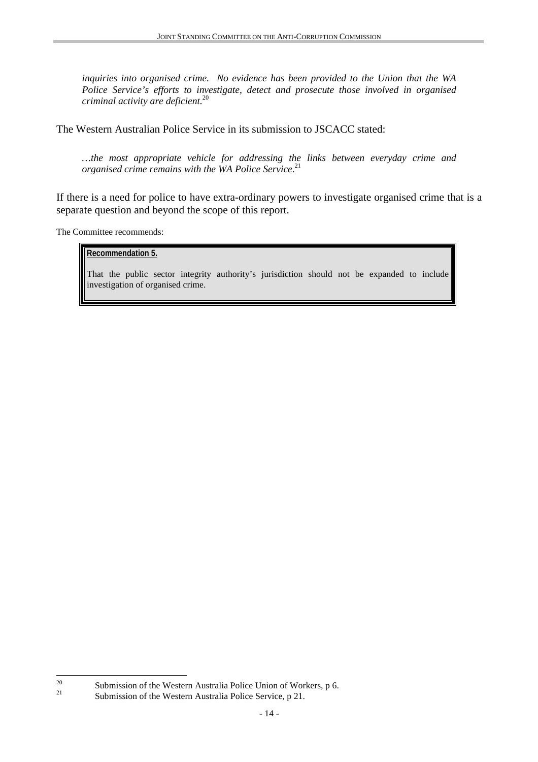> *inquiries into organised crime. No evidence has been provided to the Union that the WA Police Service's efforts to investigate, detect and prosecute those involved in organised criminal activity are deficient.*[20]

The Western Australian Police Service in its submission to JSCACC stated:

> *…the most appropriate vehicle for addressing the links between everyday crime and organised crime remains with the WA Police Service*.[21]

If there is a need for police to have extra-ordinary powers to investigate organised crime that is a separate question and beyond the scope of this report.

The Committee recommends:

> **Recommendation 5.**
>
> That the public sector integrity authority's jurisdiction should not be expanded to include investigation of organised crime.

---

[20] Submission of the Western Australia Police Union of Workers, p 6.

[21] Submission of the Western Australia Police Service, p 21.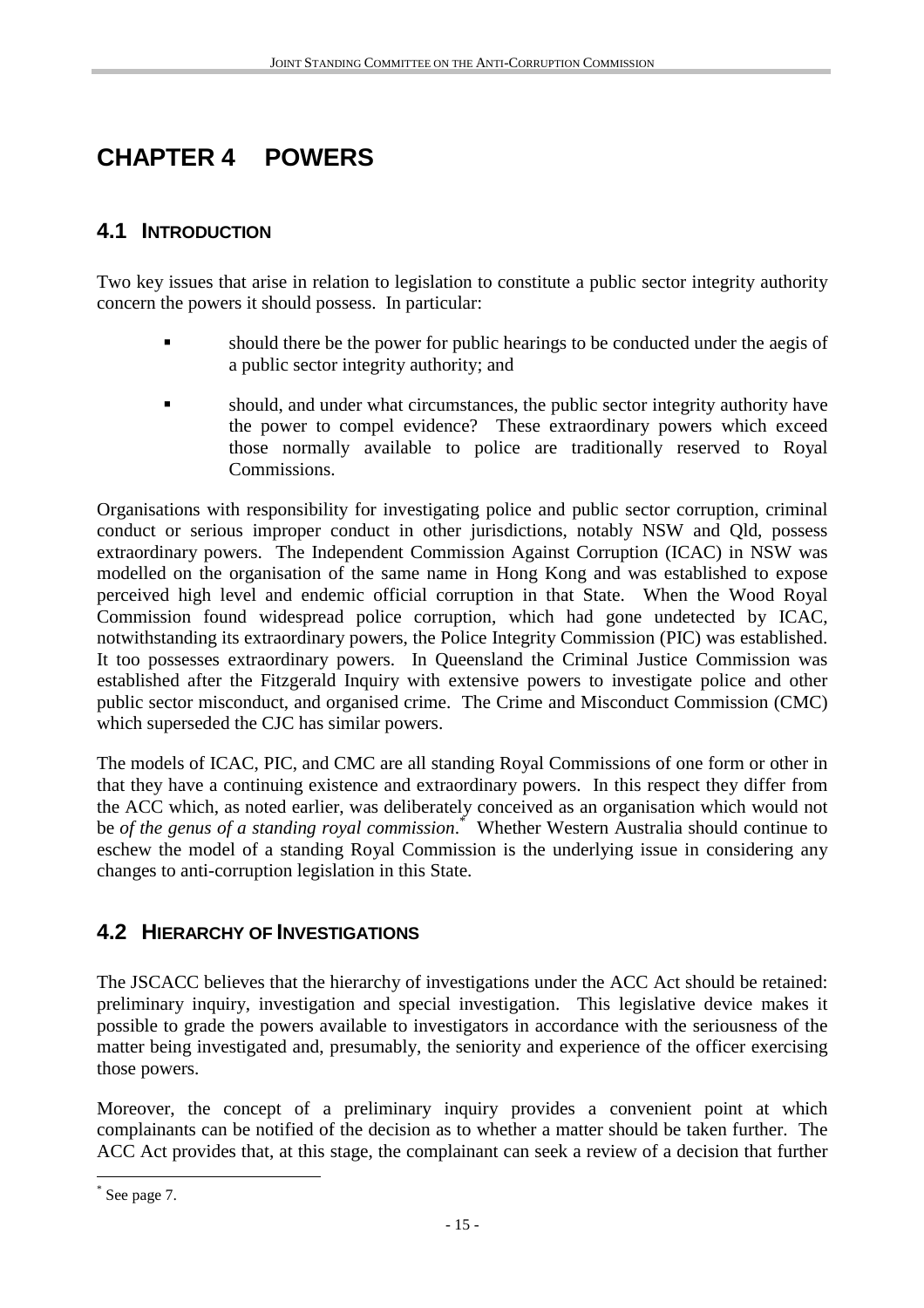# CHAPTER 4 POWERS

## 4.1 INTRODUCTION

Two key issues that arise in relation to legislation to constitute a public sector integrity authority concern the powers it should possess. In particular:

- should there be the power for public hearings to be conducted under the aegis of a public sector integrity authority; and
- should, and under what circumstances, the public sector integrity authority have the power to compel evidence? These extraordinary powers which exceed those normally available to police are traditionally reserved to Royal Commissions.

Organisations with responsibility for investigating police and public sector corruption, criminal conduct or serious improper conduct in other jurisdictions, notably NSW and Qld, possess extraordinary powers. The Independent Commission Against Corruption (ICAC) in NSW was modelled on the organisation of the same name in Hong Kong and was established to expose perceived high level and endemic official corruption in that State. When the Wood Royal Commission found widespread police corruption, which had gone undetected by ICAC, notwithstanding its extraordinary powers, the Police Integrity Commission (PIC) was established. It too possesses extraordinary powers. In Queensland the Criminal Justice Commission was established after the Fitzgerald Inquiry with extensive powers to investigate police and other public sector misconduct, and organised crime. The Crime and Misconduct Commission (CMC) which superseded the CJC has similar powers.

The models of ICAC, PIC, and CMC are all standing Royal Commissions of one form or other in that they have a continuing existence and extraordinary powers. In this respect they differ from the ACC which, as noted earlier, was deliberately conceived as an organisation which would not be *of the genus of a standing royal commission.*[*] Whether Western Australia should continue to eschew the model of a standing Royal Commission is the underlying issue in considering any changes to anti-corruption legislation in this State.

## 4.2 HIERARCHY OF INVESTIGATIONS

The JSCACC believes that the hierarchy of investigations under the ACC Act should be retained: preliminary inquiry, investigation and special investigation. This legislative device makes it possible to grade the powers available to investigators in accordance with the seriousness of the matter being investigated and, presumably, the seniority and experience of the officer exercising those powers.

Moreover, the concept of a preliminary inquiry provides a convenient point at which complainants can be notified of the decision as to whether a matter should be taken further. The ACC Act provides that, at this stage, the complainant can seek a review of a decision that further

[*] See page 7.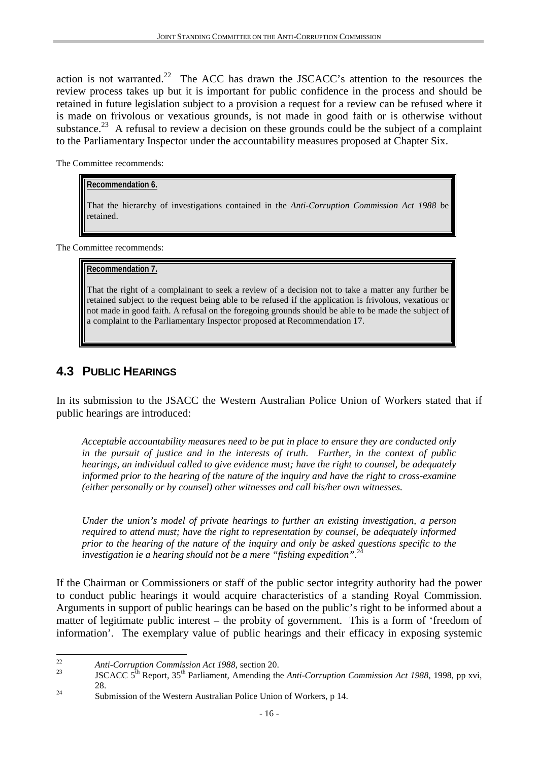action is not warranted.[22] The ACC has drawn the JSCACC's attention to the resources the review process takes up but it is important for public confidence in the process and should be retained in future legislation subject to a provision a request for a review can be refused where it is made on frivolous or vexatious grounds, is not made in good faith or is otherwise without substance.[23] A refusal to review a decision on these grounds could be the subject of a complaint to the Parliamentary Inspector under the accountability measures proposed at Chapter Six.

The Committee recommends:

> **Recommendation 6.**
>
> That the hierarchy of investigations contained in the *Anti-Corruption Commission Act 1988* be retained.

The Committee recommends:

> **Recommendation 7.**
>
> That the right of a complainant to seek a review of a decision not to take a matter any further be retained subject to the request being able to be refused if the application is frivolous, vexatious or not made in good faith. A refusal on the foregoing grounds should be able to be made the subject of a complaint to the Parliamentary Inspector proposed at Recommendation 17.

## 4.3 PUBLIC HEARINGS

In its submission to the JSACC the Western Australian Police Union of Workers stated that if public hearings are introduced:

> *Acceptable accountability measures need to be put in place to ensure they are conducted only in the pursuit of justice and in the interests of truth. Further, in the context of public hearings, an individual called to give evidence must; have the right to counsel, be adequately informed prior to the hearing of the nature of the inquiry and have the right to cross-examine (either personally or by counsel) other witnesses and call his/her own witnesses.*
>
> *Under the union's model of private hearings to further an existing investigation, a person required to attend must; have the right to representation by counsel, be adequately informed prior to the hearing of the nature of the inquiry and only be asked questions specific to the investigation ie a hearing should not be a mere "fishing expedition".*[24]

If the Chairman or Commissioners or staff of the public sector integrity authority had the power to conduct public hearings it would acquire characteristics of a standing Royal Commission. Arguments in support of public hearings can be based on the public's right to be informed about a matter of legitimate public interest – the probity of government. This is a form of 'freedom of information'. The exemplary value of public hearings and their efficacy in exposing systemic

---

[22] *Anti-Corruption Commission Act 1988*, section 20.

[23] JSCACC 5th Report, 35th Parliament, Amending the *Anti-Corruption Commission Act 1988*, 1998, pp xvi, 28.

[24] Submission of the Western Australian Police Union of Workers, p 14.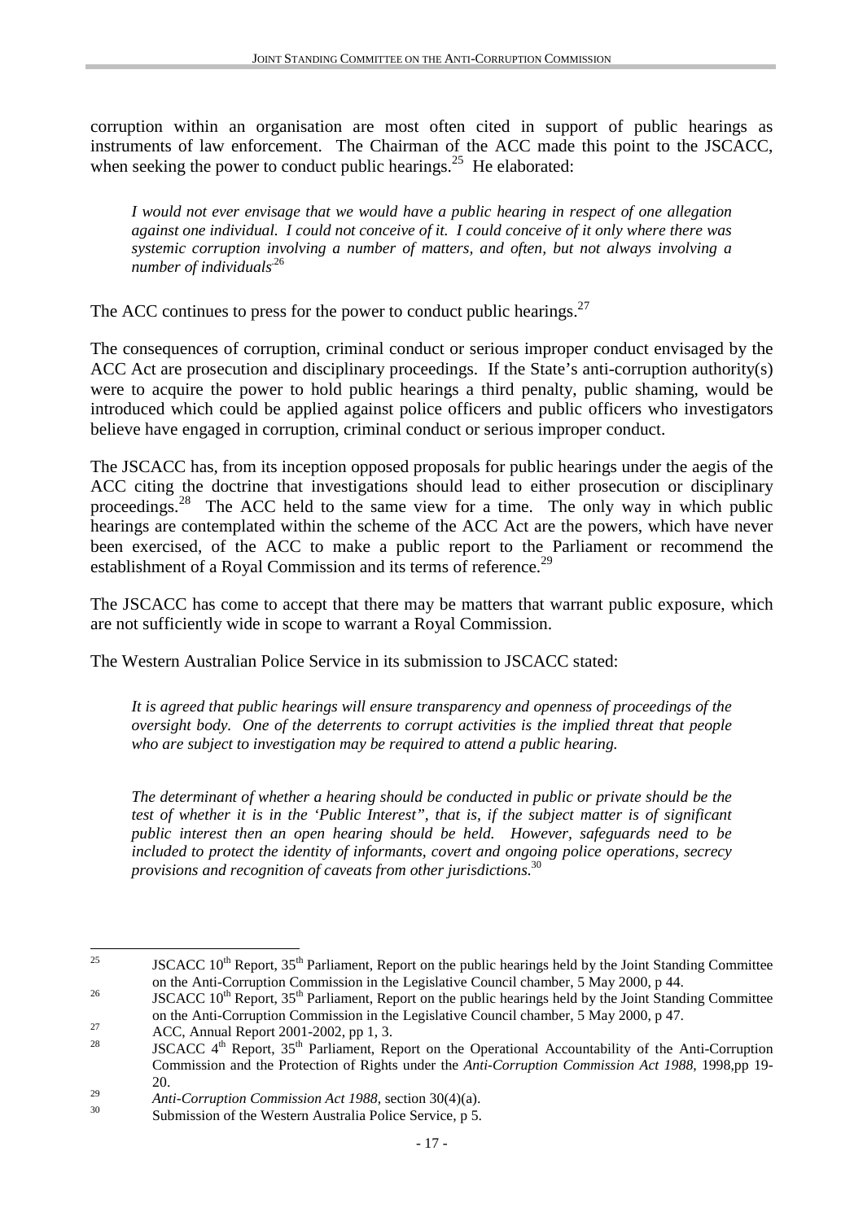corruption within an organisation are most often cited in support of public hearings as instruments of law enforcement. The Chairman of the ACC made this point to the JSCACC, when seeking the power to conduct public hearings.[25] He elaborated:

> *I would not ever envisage that we would have a public hearing in respect of one allegation against one individual. I could not conceive of it. I could conceive of it only where there was systemic corruption involving a number of matters, and often, but not always involving a number of individuals*[26]

The ACC continues to press for the power to conduct public hearings.[27]

The consequences of corruption, criminal conduct or serious improper conduct envisaged by the ACC Act are prosecution and disciplinary proceedings. If the State's anti-corruption authority(s) were to acquire the power to hold public hearings a third penalty, public shaming, would be introduced which could be applied against police officers and public officers who investigators believe have engaged in corruption, criminal conduct or serious improper conduct.

The JSCACC has, from its inception opposed proposals for public hearings under the aegis of the ACC citing the doctrine that investigations should lead to either prosecution or disciplinary proceedings.[28] The ACC held to the same view for a time. The only way in which public hearings are contemplated within the scheme of the ACC Act are the powers, which have never been exercised, of the ACC to make a public report to the Parliament or recommend the establishment of a Royal Commission and its terms of reference.[29]

The JSCACC has come to accept that there may be matters that warrant public exposure, which are not sufficiently wide in scope to warrant a Royal Commission.

The Western Australian Police Service in its submission to JSCACC stated:

> *It is agreed that public hearings will ensure transparency and openness of proceedings of the oversight body. One of the deterrents to corrupt activities is the implied threat that people who are subject to investigation may be required to attend a public hearing.*
>
> *The determinant of whether a hearing should be conducted in public or private should be the test of whether it is in the 'Public Interest", that is, if the subject matter is of significant public interest then an open hearing should be held. However, safeguards need to be included to protect the identity of informants, covert and ongoing police operations, secrecy provisions and recognition of caveats from other jurisdictions.*[30]

---

[25] JSCACC 10th Report, 35th Parliament, Report on the public hearings held by the Joint Standing Committee on the Anti-Corruption Commission in the Legislative Council chamber, 5 May 2000, p 44.

[26] JSCACC 10th Report, 35th Parliament, Report on the public hearings held by the Joint Standing Committee on the Anti-Corruption Commission in the Legislative Council chamber, 5 May 2000, p 47.

[27] ACC, Annual Report 2001-2002, pp 1, 3.

[28] JSCACC 4th Report, 35th Parliament, Report on the Operational Accountability of the Anti-Corruption Commission and the Protection of Rights under the *Anti-Corruption Commission Act 1988*, 1998,pp 19-20.

[29] *Anti-Corruption Commission Act 1988*, section 30(4)(a).

[30] Submission of the Western Australia Police Service, p 5.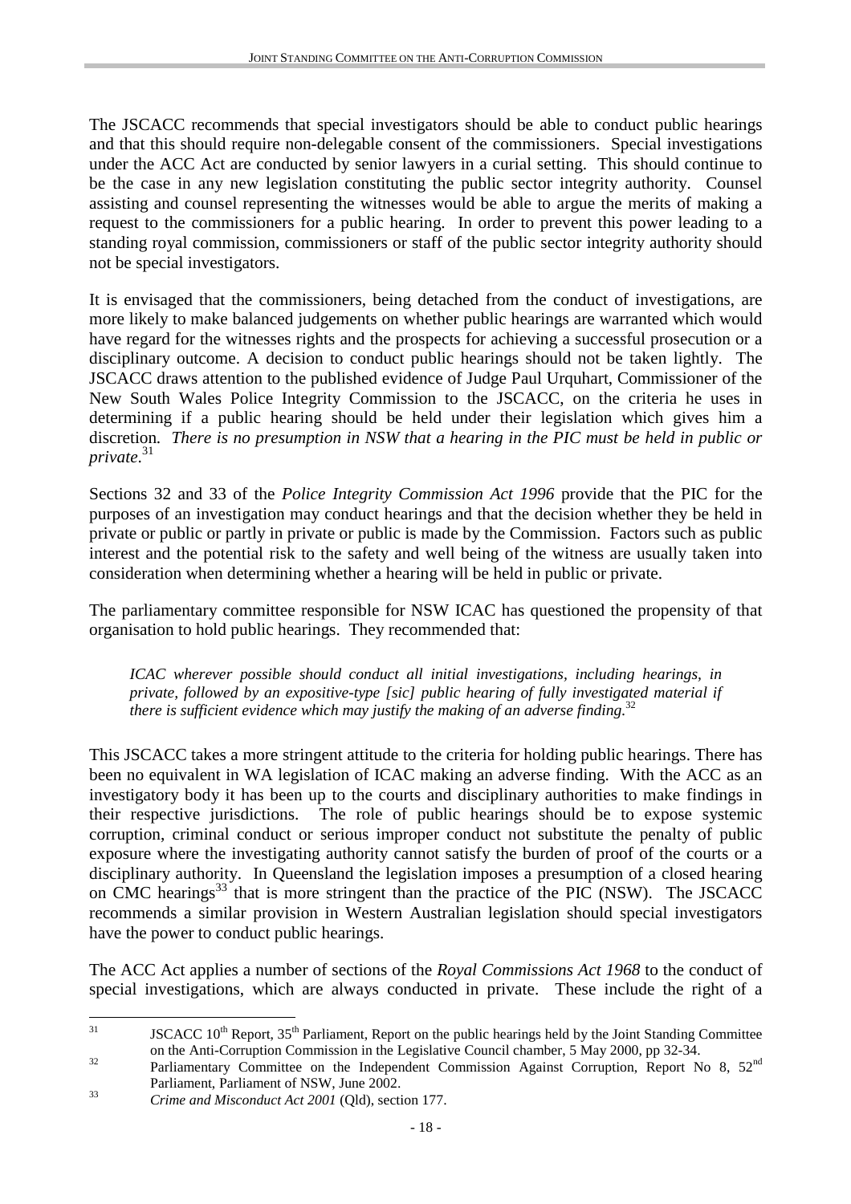The JSCACC recommends that special investigators should be able to conduct public hearings and that this should require non-delegable consent of the commissioners. Special investigations under the ACC Act are conducted by senior lawyers in a curial setting. This should continue to be the case in any new legislation constituting the public sector integrity authority. Counsel assisting and counsel representing the witnesses would be able to argue the merits of making a request to the commissioners for a public hearing. In order to prevent this power leading to a standing royal commission, commissioners or staff of the public sector integrity authority should not be special investigators.

It is envisaged that the commissioners, being detached from the conduct of investigations, are more likely to make balanced judgements on whether public hearings are warranted which would have regard for the witnesses rights and the prospects for achieving a successful prosecution or a disciplinary outcome. A decision to conduct public hearings should not be taken lightly. The JSCACC draws attention to the published evidence of Judge Paul Urquhart, Commissioner of the New South Wales Police Integrity Commission to the JSCACC, on the criteria he uses in determining if a public hearing should be held under their legislation which gives him a discretion. *There is no presumption in NSW that a hearing in the PIC must be held in public or private.*[31]

Sections 32 and 33 of the *Police Integrity Commission Act 1996* provide that the PIC for the purposes of an investigation may conduct hearings and that the decision whether they be held in private or public or partly in private or public is made by the Commission. Factors such as public interest and the potential risk to the safety and well being of the witness are usually taken into consideration when determining whether a hearing will be held in public or private.

The parliamentary committee responsible for NSW ICAC has questioned the propensity of that organisation to hold public hearings. They recommended that:

> *ICAC wherever possible should conduct all initial investigations, including hearings, in private, followed by an expositive-type [sic] public hearing of fully investigated material if there is sufficient evidence which may justify the making of an adverse finding.*[32]

This JSCACC takes a more stringent attitude to the criteria for holding public hearings. There has been no equivalent in WA legislation of ICAC making an adverse finding. With the ACC as an investigatory body it has been up to the courts and disciplinary authorities to make findings in their respective jurisdictions. The role of public hearings should be to expose systemic corruption, criminal conduct or serious improper conduct not substitute the penalty of public exposure where the investigating authority cannot satisfy the burden of proof of the courts or a disciplinary authority. In Queensland the legislation imposes a presumption of a closed hearing on CMC hearings[33] that is more stringent than the practice of the PIC (NSW). The JSCACC recommends a similar provision in Western Australian legislation should special investigators have the power to conduct public hearings.

The ACC Act applies a number of sections of the *Royal Commissions Act 1968* to the conduct of special investigations, which are always conducted in private. These include the right of a

---

[31] JSCACC 10th Report, 35th Parliament, Report on the public hearings held by the Joint Standing Committee on the Anti-Corruption Commission in the Legislative Council chamber, 5 May 2000, pp 32-34.

[32] Parliamentary Committee on the Independent Commission Against Corruption, Report No 8, 52nd Parliament, Parliament of NSW, June 2002.

[33] *Crime and Misconduct Act 2001* (Qld), section 177.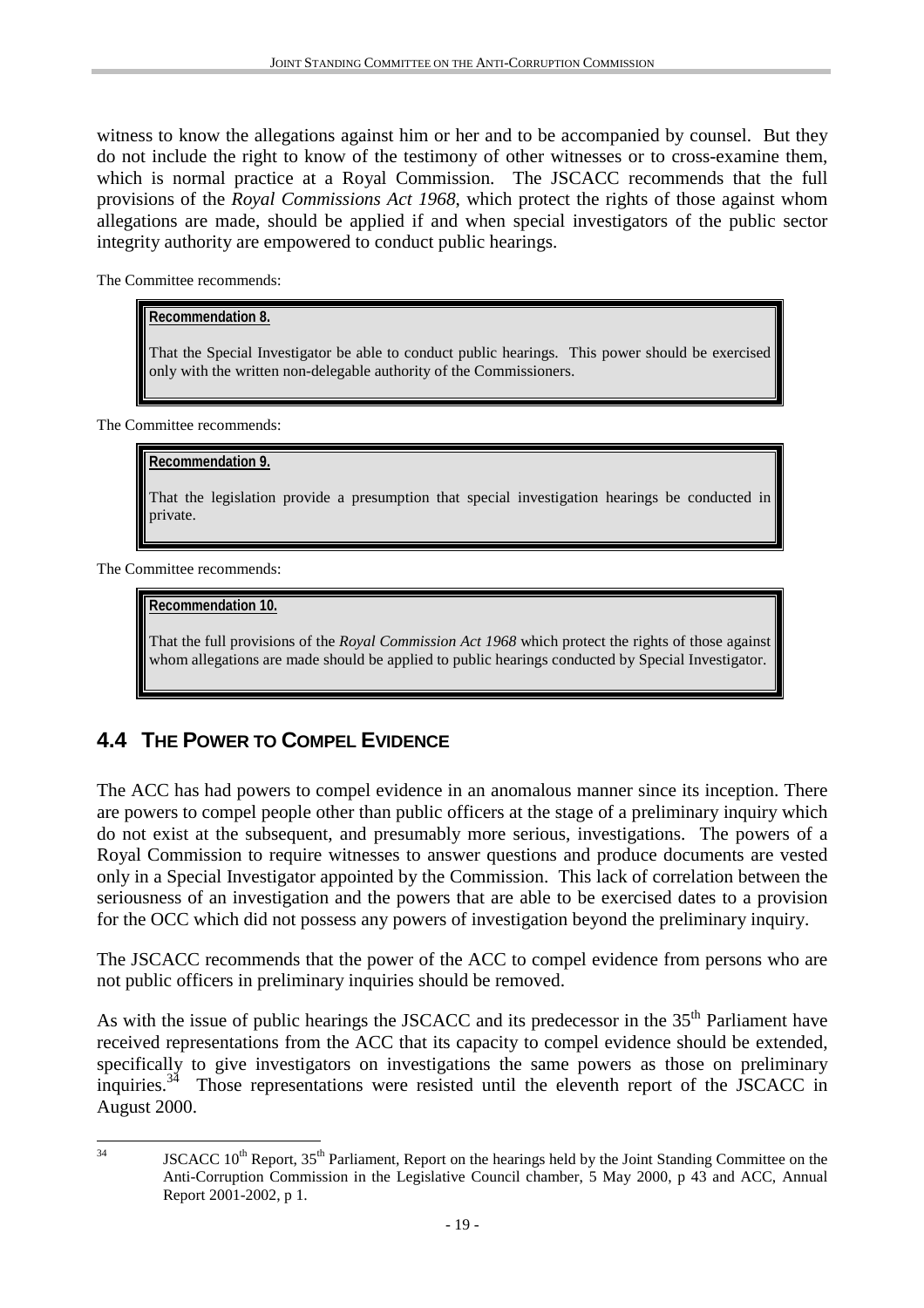witness to know the allegations against him or her and to be accompanied by counsel. But they do not include the right to know of the testimony of other witnesses or to cross-examine them, which is normal practice at a Royal Commission. The JSCACC recommends that the full provisions of the *Royal Commissions Act 1968*, which protect the rights of those against whom allegations are made, should be applied if and when special investigators of the public sector integrity authority are empowered to conduct public hearings.

The Committee recommends:

> **Recommendation 8.**
>
> That the Special Investigator be able to conduct public hearings. This power should be exercised only with the written non-delegable authority of the Commissioners.

The Committee recommends:

> **Recommendation 9.**
>
> That the legislation provide a presumption that special investigation hearings be conducted in private.

The Committee recommends:

> **Recommendation 10.**
>
> That the full provisions of the *Royal Commission Act 1968* which protect the rights of those against whom allegations are made should be applied to public hearings conducted by Special Investigator.

## 4.4 THE POWER TO COMPEL EVIDENCE

The ACC has had powers to compel evidence in an anomalous manner since its inception. There are powers to compel people other than public officers at the stage of a preliminary inquiry which do not exist at the subsequent, and presumably more serious, investigations. The powers of a Royal Commission to require witnesses to answer questions and produce documents are vested only in a Special Investigator appointed by the Commission. This lack of correlation between the seriousness of an investigation and the powers that are able to be exercised dates to a provision for the OCC which did not possess any powers of investigation beyond the preliminary inquiry.

The JSCACC recommends that the power of the ACC to compel evidence from persons who are not public officers in preliminary inquiries should be removed.

As with the issue of public hearings the JSCACC and its predecessor in the 35th Parliament have received representations from the ACC that its capacity to compel evidence should be extended, specifically to give investigators on investigations the same powers as those on preliminary inquiries.[34] Those representations were resisted until the eleventh report of the JSCACC in August 2000.

[34] JSCACC 10th Report, 35th Parliament, Report on the hearings held by the Joint Standing Committee on the Anti-Corruption Commission in the Legislative Council chamber, 5 May 2000, p 43 and ACC, Annual Report 2001-2002, p 1.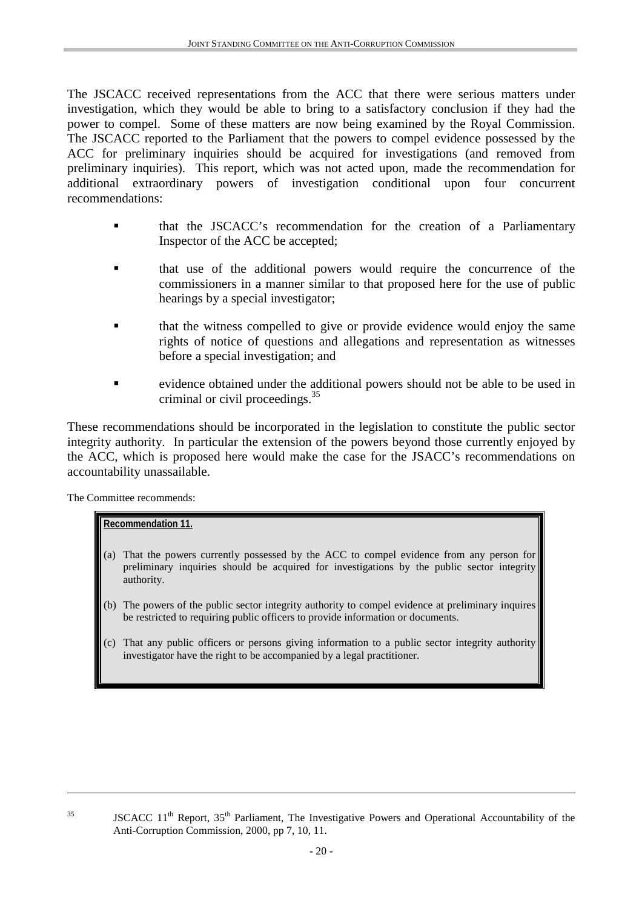The JSCACC received representations from the ACC that there were serious matters under investigation, which they would be able to bring to a satisfactory conclusion if they had the power to compel. Some of these matters are now being examined by the Royal Commission. The JSCACC reported to the Parliament that the powers to compel evidence possessed by the ACC for preliminary inquiries should be acquired for investigations (and removed from preliminary inquiries). This report, which was not acted upon, made the recommendation for additional extraordinary powers of investigation conditional upon four concurrent recommendations:

- that the JSCACC's recommendation for the creation of a Parliamentary Inspector of the ACC be accepted;
- that use of the additional powers would require the concurrence of the commissioners in a manner similar to that proposed here for the use of public hearings by a special investigator;
- that the witness compelled to give or provide evidence would enjoy the same rights of notice of questions and allegations and representation as witnesses before a special investigation; and
- evidence obtained under the additional powers should not be able to be used in criminal or civil proceedings.[35]

These recommendations should be incorporated in the legislation to constitute the public sector integrity authority. In particular the extension of the powers beyond those currently enjoyed by the ACC, which is proposed here would make the case for the JSACC's recommendations on accountability unassailable.

The Committee recommends:

> **Recommendation 11.**
>
> (a) That the powers currently possessed by the ACC to compel evidence from any person for preliminary inquiries should be acquired for investigations by the public sector integrity authority.
>
> (b) The powers of the public sector integrity authority to compel evidence at preliminary inquires be restricted to requiring public officers to provide information or documents.
>
> (c) That any public officers or persons giving information to a public sector integrity authority investigator have the right to be accompanied by a legal practitioner.

---

[35] JSCACC 11th Report, 35th Parliament, The Investigative Powers and Operational Accountability of the Anti-Corruption Commission, 2000, pp 7, 10, 11.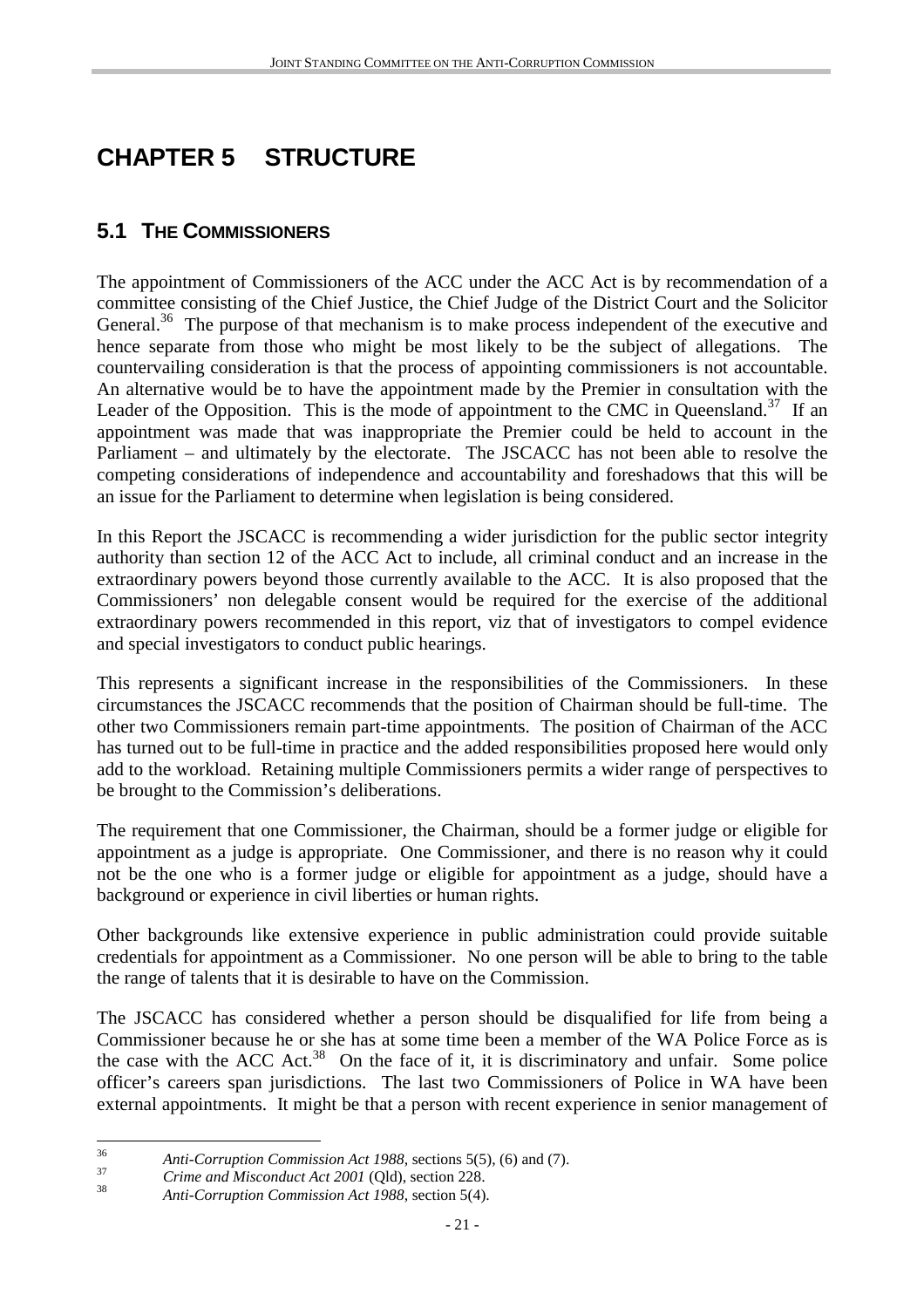# CHAPTER 5 STRUCTURE

## 5.1 THE COMMISSIONERS

The appointment of Commissioners of the ACC under the ACC Act is by recommendation of a committee consisting of the Chief Justice, the Chief Judge of the District Court and the Solicitor General.[36] The purpose of that mechanism is to make process independent of the executive and hence separate from those who might be most likely to be the subject of allegations. The countervailing consideration is that the process of appointing commissioners is not accountable. An alternative would be to have the appointment made by the Premier in consultation with the Leader of the Opposition. This is the mode of appointment to the CMC in Queensland.[37] If an appointment was made that was inappropriate the Premier could be held to account in the Parliament – and ultimately by the electorate. The JSCACC has not been able to resolve the competing considerations of independence and accountability and foreshadows that this will be an issue for the Parliament to determine when legislation is being considered.

In this Report the JSCACC is recommending a wider jurisdiction for the public sector integrity authority than section 12 of the ACC Act to include, all criminal conduct and an increase in the extraordinary powers beyond those currently available to the ACC. It is also proposed that the Commissioners' non delegable consent would be required for the exercise of the additional extraordinary powers recommended in this report, viz that of investigators to compel evidence and special investigators to conduct public hearings.

This represents a significant increase in the responsibilities of the Commissioners. In these circumstances the JSCACC recommends that the position of Chairman should be full-time. The other two Commissioners remain part-time appointments. The position of Chairman of the ACC has turned out to be full-time in practice and the added responsibilities proposed here would only add to the workload. Retaining multiple Commissioners permits a wider range of perspectives to be brought to the Commission's deliberations.

The requirement that one Commissioner, the Chairman, should be a former judge or eligible for appointment as a judge is appropriate. One Commissioner, and there is no reason why it could not be the one who is a former judge or eligible for appointment as a judge, should have a background or experience in civil liberties or human rights.

Other backgrounds like extensive experience in public administration could provide suitable credentials for appointment as a Commissioner. No one person will be able to bring to the table the range of talents that it is desirable to have on the Commission.

The JSCACC has considered whether a person should be disqualified for life from being a Commissioner because he or she has at some time been a member of the WA Police Force as is the case with the ACC Act.[38] On the face of it, it is discriminatory and unfair. Some police officer's careers span jurisdictions. The last two Commissioners of Police in WA have been external appointments. It might be that a person with recent experience in senior management of

---

[36] *Anti-Corruption Commission Act 1988*, sections 5(5), (6) and (7).

[37] *Crime and Misconduct Act 2001* (Qld), section 228.

[38] *Anti-Corruption Commission Act 1988*, section 5(4).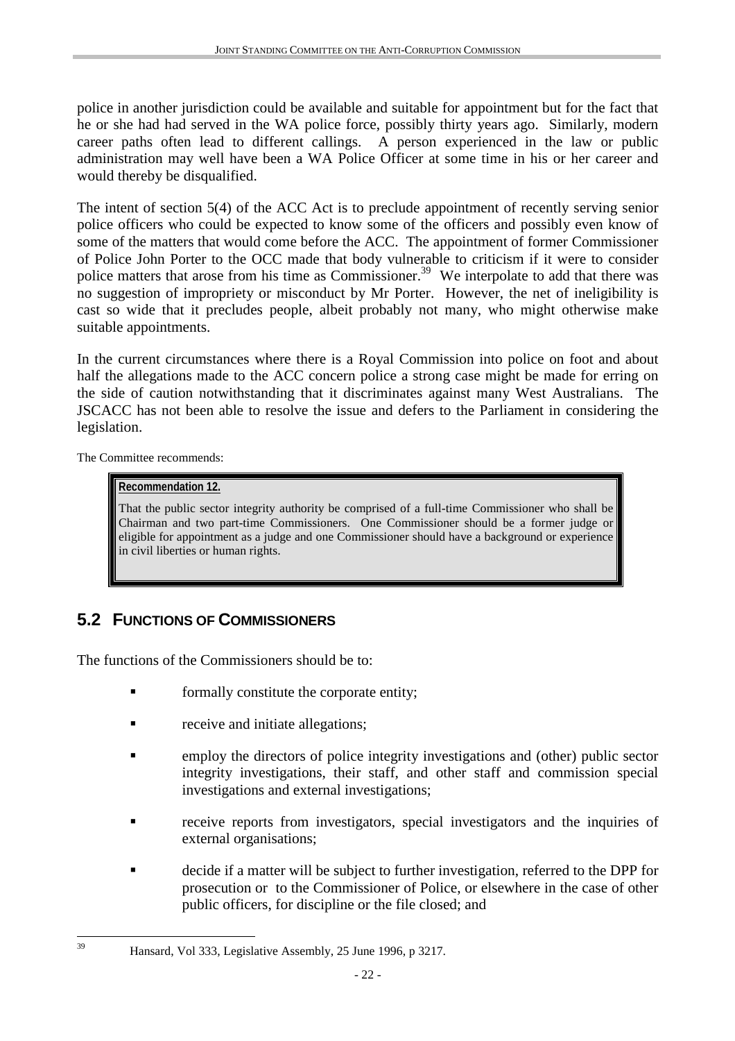police in another jurisdiction could be available and suitable for appointment but for the fact that he or she had had served in the WA police force, possibly thirty years ago. Similarly, modern career paths often lead to different callings. A person experienced in the law or public administration may well have been a WA Police Officer at some time in his or her career and would thereby be disqualified.

The intent of section 5(4) of the ACC Act is to preclude appointment of recently serving senior police officers who could be expected to know some of the officers and possibly even know of some of the matters that would come before the ACC. The appointment of former Commissioner of Police John Porter to the OCC made that body vulnerable to criticism if it were to consider police matters that arose from his time as Commissioner.[39] We interpolate to add that there was no suggestion of impropriety or misconduct by Mr Porter. However, the net of ineligibility is cast so wide that it precludes people, albeit probably not many, who might otherwise make suitable appointments.

In the current circumstances where there is a Royal Commission into police on foot and about half the allegations made to the ACC concern police a strong case might be made for erring on the side of caution notwithstanding that it discriminates against many West Australians. The JSCACC has not been able to resolve the issue and defers to the Parliament in considering the legislation.

The Committee recommends:

> **Recommendation 12.**
>
> That the public sector integrity authority be comprised of a full-time Commissioner who shall be Chairman and two part-time Commissioners. One Commissioner should be a former judge or eligible for appointment as a judge and one Commissioner should have a background or experience in civil liberties or human rights.

## 5.2 Functions of Commissioners

The functions of the Commissioners should be to:

- formally constitute the corporate entity;
- receive and initiate allegations;
- employ the directors of police integrity investigations and (other) public sector integrity investigations, their staff, and other staff and commission special investigations and external investigations;
- receive reports from investigators, special investigators and the inquiries of external organisations;
- decide if a matter will be subject to further investigation, referred to the DPP for prosecution or to the Commissioner of Police, or elsewhere in the case of other public officers, for discipline or the file closed; and

[39] Hansard, Vol 333, Legislative Assembly, 25 June 1996, p 3217.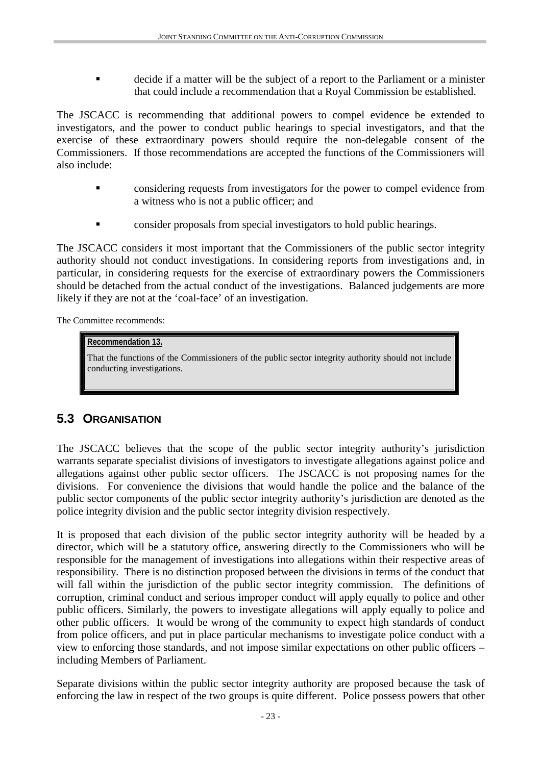- decide if a matter will be the subject of a report to the Parliament or a minister that could include a recommendation that a Royal Commission be established.

The JSCACC is recommending that additional powers to compel evidence be extended to investigators, and the power to conduct public hearings to special investigators, and that the exercise of these extraordinary powers should require the non-delegable consent of the Commissioners. If those recommendations are accepted the functions of the Commissioners will also include:

- considering requests from investigators for the power to compel evidence from a witness who is not a public officer; and
- consider proposals from special investigators to hold public hearings.

The JSCACC considers it most important that the Commissioners of the public sector integrity authority should not conduct investigations. In considering reports from investigations and, in particular, in considering requests for the exercise of extraordinary powers the Commissioners should be detached from the actual conduct of the investigations. Balanced judgements are more likely if they are not at the 'coal-face' of an investigation.

The Committee recommends:

> **Recommendation 13.**
>
> That the functions of the Commissioners of the public sector integrity authority should not include conducting investigations.

## 5.3 Organisation

The JSCACC believes that the scope of the public sector integrity authority's jurisdiction warrants separate specialist divisions of investigators to investigate allegations against police and allegations against other public sector officers. The JSCACC is not proposing names for the divisions. For convenience the divisions that would handle the police and the balance of the public sector components of the public sector integrity authority's jurisdiction are denoted as the police integrity division and the public sector integrity division respectively.

It is proposed that each division of the public sector integrity authority will be headed by a director, which will be a statutory office, answering directly to the Commissioners who will be responsible for the management of investigations into allegations within their respective areas of responsibility. There is no distinction proposed between the divisions in terms of the conduct that will fall within the jurisdiction of the public sector integrity commission. The definitions of corruption, criminal conduct and serious improper conduct will apply equally to police and other public officers. Similarly, the powers to investigate allegations will apply equally to police and other public officers. It would be wrong of the community to expect high standards of conduct from police officers, and put in place particular mechanisms to investigate police conduct with a view to enforcing those standards, and not impose similar expectations on other public officers – including Members of Parliament.

Separate divisions within the public sector integrity authority are proposed because the task of enforcing the law in respect of the two groups is quite different. Police possess powers that other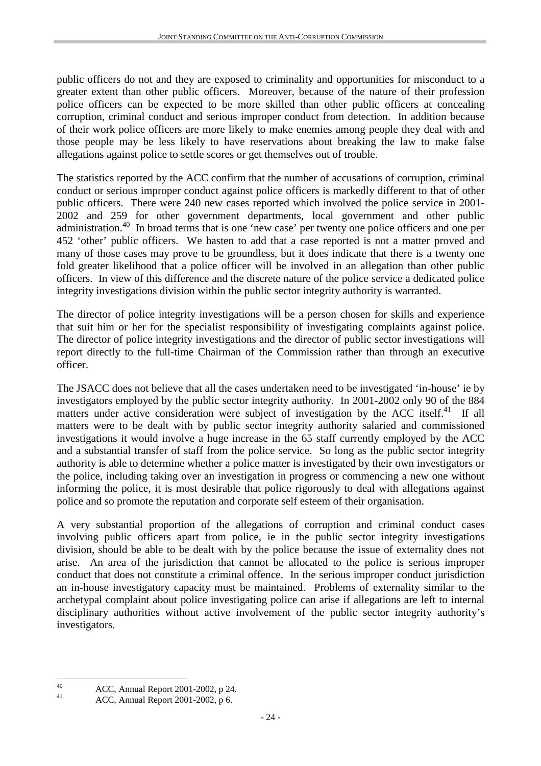public officers do not and they are exposed to criminality and opportunities for misconduct to a greater extent than other public officers. Moreover, because of the nature of their profession police officers can be expected to be more skilled than other public officers at concealing corruption, criminal conduct and serious improper conduct from detection. In addition because of their work police officers are more likely to make enemies among people they deal with and those people may be less likely to have reservations about breaking the law to make false allegations against police to settle scores or get themselves out of trouble.

The statistics reported by the ACC confirm that the number of accusations of corruption, criminal conduct or serious improper conduct against police officers is markedly different to that of other public officers. There were 240 new cases reported which involved the police service in 2001-2002 and 259 for other government departments, local government and other public administration.[40] In broad terms that is one 'new case' per twenty one police officers and one per 452 'other' public officers. We hasten to add that a case reported is not a matter proved and many of those cases may prove to be groundless, but it does indicate that there is a twenty one fold greater likelihood that a police officer will be involved in an allegation than other public officers. In view of this difference and the discrete nature of the police service a dedicated police integrity investigations division within the public sector integrity authority is warranted.

The director of police integrity investigations will be a person chosen for skills and experience that suit him or her for the specialist responsibility of investigating complaints against police. The director of police integrity investigations and the director of public sector investigations will report directly to the full-time Chairman of the Commission rather than through an executive officer.

The JSACC does not believe that all the cases undertaken need to be investigated 'in-house' ie by investigators employed by the public sector integrity authority. In 2001-2002 only 90 of the 884 matters under active consideration were subject of investigation by the ACC itself.[41] If all matters were to be dealt with by public sector integrity authority salaried and commissioned investigations it would involve a huge increase in the 65 staff currently employed by the ACC and a substantial transfer of staff from the police service. So long as the public sector integrity authority is able to determine whether a police matter is investigated by their own investigators or the police, including taking over an investigation in progress or commencing a new one without informing the police, it is most desirable that police rigorously to deal with allegations against police and so promote the reputation and corporate self esteem of their organisation.

A very substantial proportion of the allegations of corruption and criminal conduct cases involving public officers apart from police, ie in the public sector integrity investigations division, should be able to be dealt with by the police because the issue of externality does not arise. An area of the jurisdiction that cannot be allocated to the police is serious improper conduct that does not constitute a criminal offence. In the serious improper conduct jurisdiction an in-house investigatory capacity must be maintained. Problems of externality similar to the archetypal complaint about police investigating police can arise if allegations are left to internal disciplinary authorities without active involvement of the public sector integrity authority's investigators.

---

[40] ACC, Annual Report 2001-2002, p 24.

[41] ACC, Annual Report 2001-2002, p 6.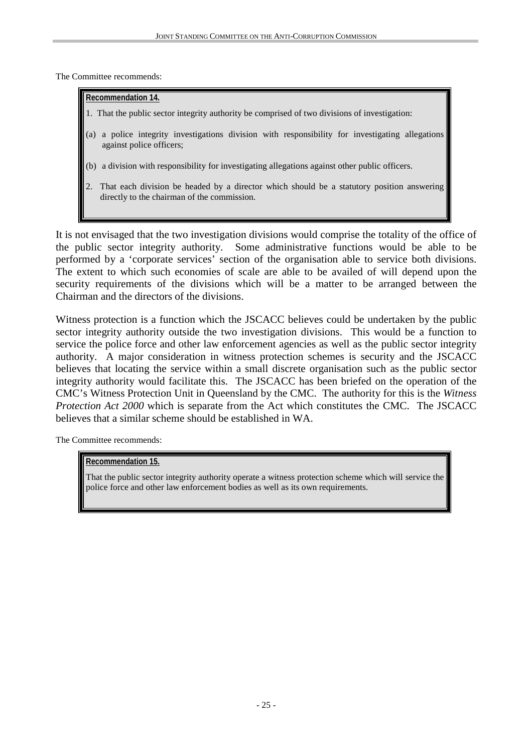The Committee recommends:

> **Recommendation 14.**
>
> 1. That the public sector integrity authority be comprised of two divisions of investigation:
>
> (a) a police integrity investigations division with responsibility for investigating allegations against police officers;
>
> (b) a division with responsibility for investigating allegations against other public officers.
>
> 2. That each division be headed by a director which should be a statutory position answering directly to the chairman of the commission.

It is not envisaged that the two investigation divisions would comprise the totality of the office of the public sector integrity authority. Some administrative functions would be able to be performed by a 'corporate services' section of the organisation able to service both divisions. The extent to which such economies of scale are able to be availed of will depend upon the security requirements of the divisions which will be a matter to be arranged between the Chairman and the directors of the divisions.

Witness protection is a function which the JSCACC believes could be undertaken by the public sector integrity authority outside the two investigation divisions. This would be a function to service the police force and other law enforcement agencies as well as the public sector integrity authority. A major consideration in witness protection schemes is security and the JSCACC believes that locating the service within a small discrete organisation such as the public sector integrity authority would facilitate this. The JSCACC has been briefed on the operation of the CMC's Witness Protection Unit in Queensland by the CMC. The authority for this is the *Witness Protection Act 2000* which is separate from the Act which constitutes the CMC. The JSCACC believes that a similar scheme should be established in WA.

The Committee recommends:

> **Recommendation 15.**
>
> That the public sector integrity authority operate a witness protection scheme which will service the police force and other law enforcement bodies as well as its own requirements.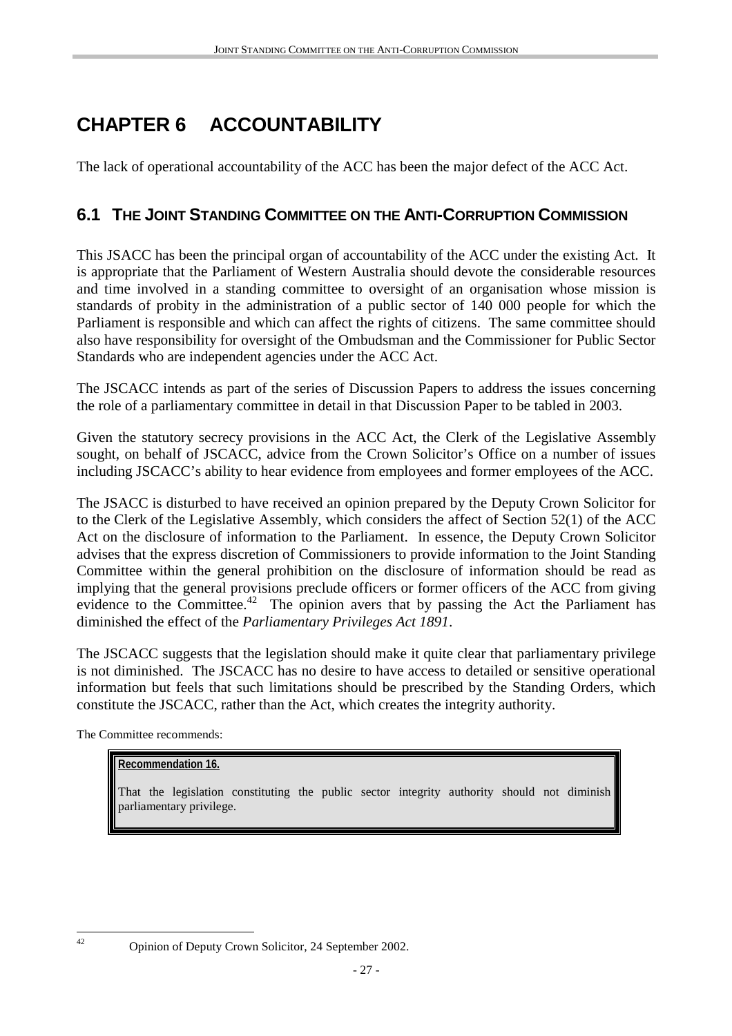# CHAPTER 6 ACCOUNTABILITY

The lack of operational accountability of the ACC has been the major defect of the ACC Act.

## 6.1 THE JOINT STANDING COMMITTEE ON THE ANTI-CORRUPTION COMMISSION

This JSACC has been the principal organ of accountability of the ACC under the existing Act. It is appropriate that the Parliament of Western Australia should devote the considerable resources and time involved in a standing committee to oversight of an organisation whose mission is standards of probity in the administration of a public sector of 140 000 people for which the Parliament is responsible and which can affect the rights of citizens. The same committee should also have responsibility for oversight of the Ombudsman and the Commissioner for Public Sector Standards who are independent agencies under the ACC Act.

The JSCACC intends as part of the series of Discussion Papers to address the issues concerning the role of a parliamentary committee in detail in that Discussion Paper to be tabled in 2003.

Given the statutory secrecy provisions in the ACC Act, the Clerk of the Legislative Assembly sought, on behalf of JSCACC, advice from the Crown Solicitor's Office on a number of issues including JSCACC's ability to hear evidence from employees and former employees of the ACC.

The JSACC is disturbed to have received an opinion prepared by the Deputy Crown Solicitor for to the Clerk of the Legislative Assembly, which considers the affect of Section 52(1) of the ACC Act on the disclosure of information to the Parliament. In essence, the Deputy Crown Solicitor advises that the express discretion of Commissioners to provide information to the Joint Standing Committee within the general prohibition on the disclosure of information should be read as implying that the general provisions preclude officers or former officers of the ACC from giving evidence to the Committee.[42] The opinion avers that by passing the Act the Parliament has diminished the effect of the *Parliamentary Privileges Act 1891*.

The JSCACC suggests that the legislation should make it quite clear that parliamentary privilege is not diminished. The JSCACC has no desire to have access to detailed or sensitive operational information but feels that such limitations should be prescribed by the Standing Orders, which constitute the JSCACC, rather than the Act, which creates the integrity authority.

The Committee recommends:

> **Recommendation 16.**
>
> That the legislation constituting the public sector integrity authority should not diminish parliamentary privilege.

---

[42] Opinion of Deputy Crown Solicitor, 24 September 2002.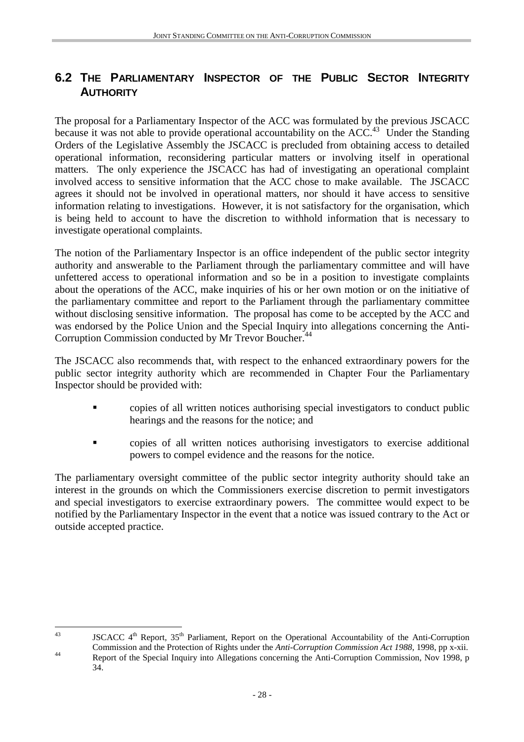## 6.2 The Parliamentary Inspector of the Public Sector Integrity Authority

The proposal for a Parliamentary Inspector of the ACC was formulated by the previous JSCACC because it was not able to provide operational accountability on the ACC.[43] Under the Standing Orders of the Legislative Assembly the JSCACC is precluded from obtaining access to detailed operational information, reconsidering particular matters or involving itself in operational matters. The only experience the JSCACC has had of investigating an operational complaint involved access to sensitive information that the ACC chose to make available. The JSCACC agrees it should not be involved in operational matters, nor should it have access to sensitive information relating to investigations. However, it is not satisfactory for the organisation, which is being held to account to have the discretion to withhold information that is necessary to investigate operational complaints.

The notion of the Parliamentary Inspector is an office independent of the public sector integrity authority and answerable to the Parliament through the parliamentary committee and will have unfettered access to operational information and so be in a position to investigate complaints about the operations of the ACC, make inquiries of his or her own motion or on the initiative of the parliamentary committee and report to the Parliament through the parliamentary committee without disclosing sensitive information. The proposal has come to be accepted by the ACC and was endorsed by the Police Union and the Special Inquiry into allegations concerning the Anti-Corruption Commission conducted by Mr Trevor Boucher.[44]

The JSCACC also recommends that, with respect to the enhanced extraordinary powers for the public sector integrity authority which are recommended in Chapter Four the Parliamentary Inspector should be provided with:

- copies of all written notices authorising special investigators to conduct public hearings and the reasons for the notice; and
- copies of all written notices authorising investigators to exercise additional powers to compel evidence and the reasons for the notice.

The parliamentary oversight committee of the public sector integrity authority should take an interest in the grounds on which the Commissioners exercise discretion to permit investigators and special investigators to exercise extraordinary powers. The committee would expect to be notified by the Parliamentary Inspector in the event that a notice was issued contrary to the Act or outside accepted practice.

---

[43] JSCACC 4th Report, 35th Parliament, Report on the Operational Accountability of the Anti-Corruption Commission and the Protection of Rights under the *Anti-Corruption Commission Act 1988*, 1998, pp x-xii.

[44] Report of the Special Inquiry into Allegations concerning the Anti-Corruption Commission, Nov 1998, p 34.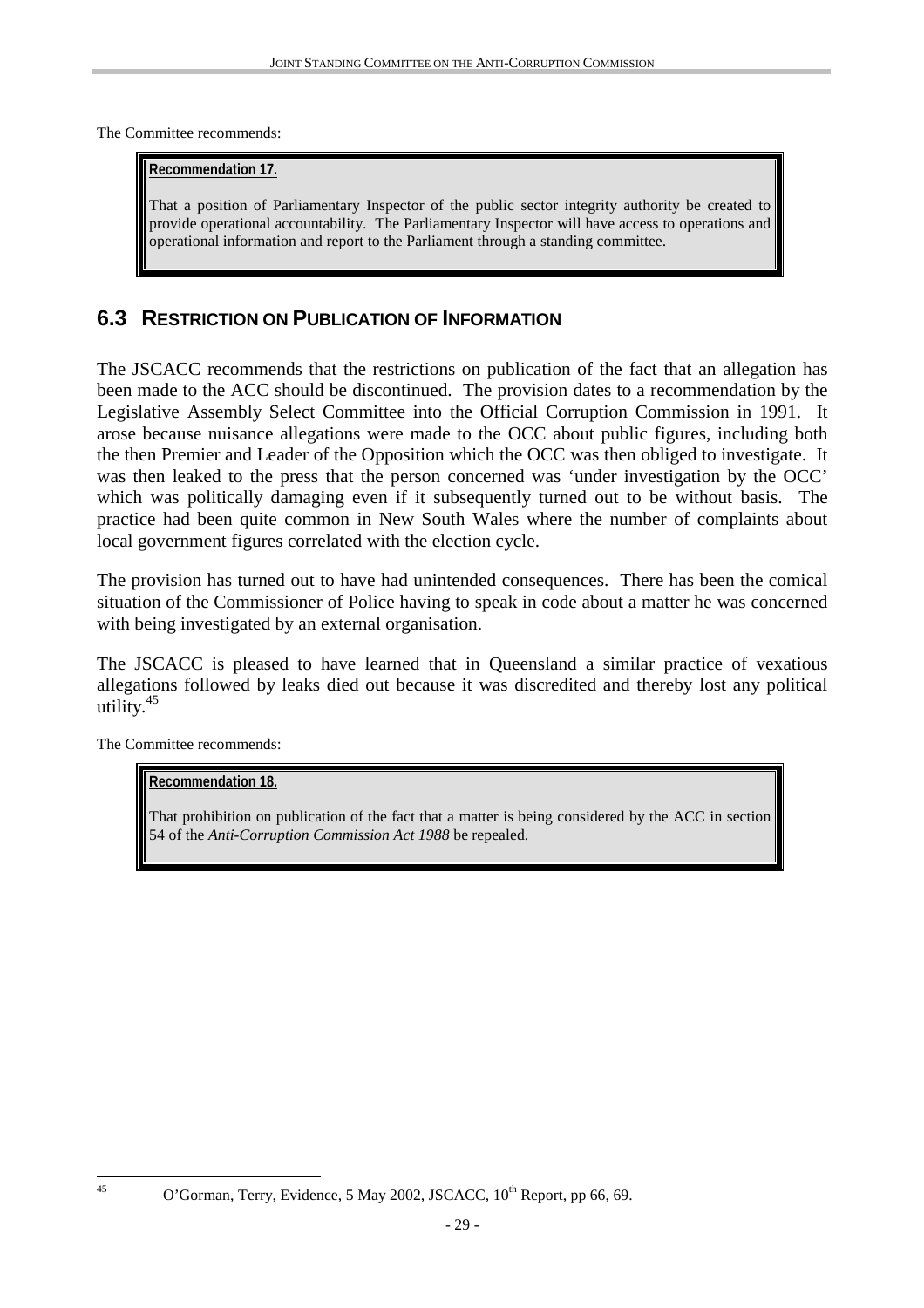The Committee recommends:

> **Recommendation 17.**
>
> That a position of Parliamentary Inspector of the public sector integrity authority be created to provide operational accountability. The Parliamentary Inspector will have access to operations and operational information and report to the Parliament through a standing committee.

## 6.3 Restriction on Publication of Information

The JSCACC recommends that the restrictions on publication of the fact that an allegation has been made to the ACC should be discontinued. The provision dates to a recommendation by the Legislative Assembly Select Committee into the Official Corruption Commission in 1991. It arose because nuisance allegations were made to the OCC about public figures, including both the then Premier and Leader of the Opposition which the OCC was then obliged to investigate. It was then leaked to the press that the person concerned was 'under investigation by the OCC' which was politically damaging even if it subsequently turned out to be without basis. The practice had been quite common in New South Wales where the number of complaints about local government figures correlated with the election cycle.

The provision has turned out to have had unintended consequences. There has been the comical situation of the Commissioner of Police having to speak in code about a matter he was concerned with being investigated by an external organisation.

The JSCACC is pleased to have learned that in Queensland a similar practice of vexatious allegations followed by leaks died out because it was discredited and thereby lost any political utility.[45]

The Committee recommends:

> **Recommendation 18.**
>
> That prohibition on publication of the fact that a matter is being considered by the ACC in section 54 of the *Anti-Corruption Commission Act 1988* be repealed.

---

[45] O'Gorman, Terry, Evidence, 5 May 2002, JSCACC, 10th Report, pp 66, 69.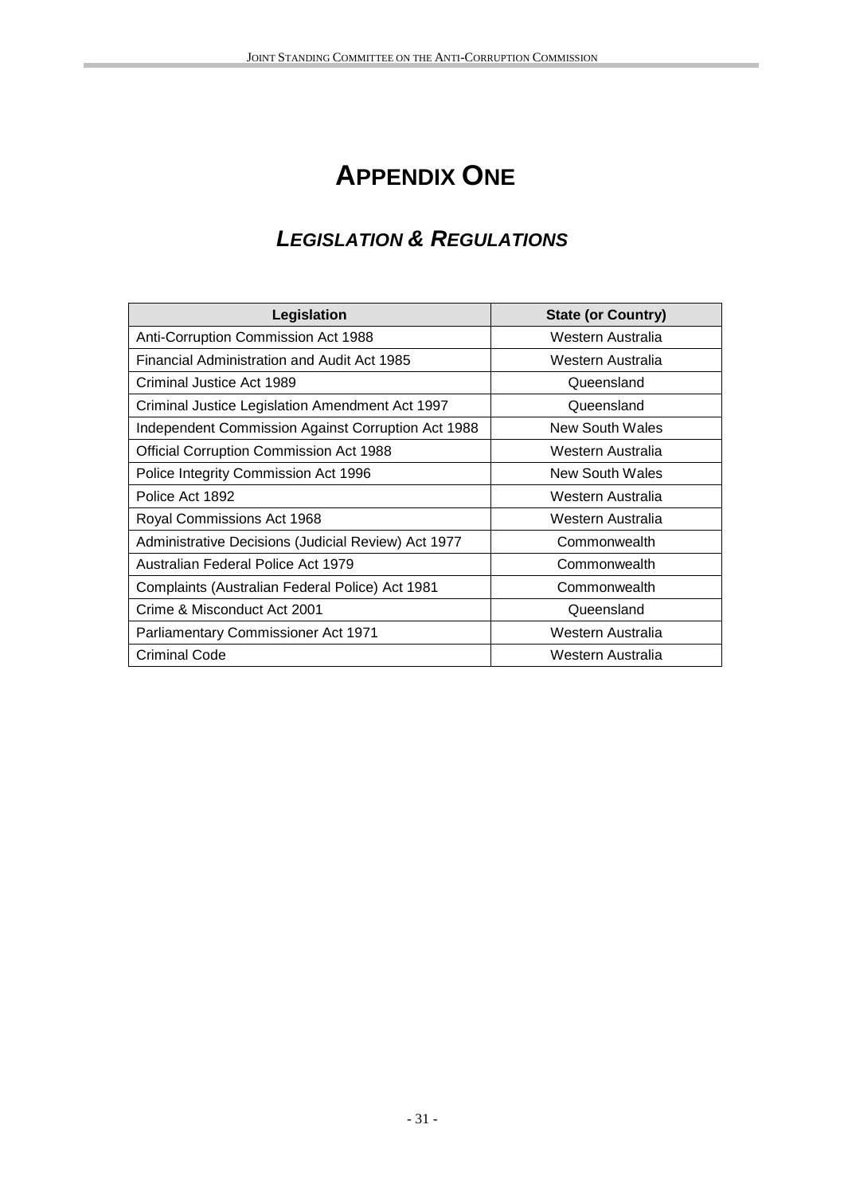# APPENDIX ONE

## *LEGISLATION & REGULATIONS*

| Legislation | State (or Country) |
|---|---|
| Anti-Corruption Commission Act 1988 | Western Australia |
| Financial Administration and Audit Act 1985 | Western Australia |
| Criminal Justice Act 1989 | Queensland |
| Criminal Justice Legislation Amendment Act 1997 | Queensland |
| Independent Commission Against Corruption Act 1988 | New South Wales |
| Official Corruption Commission Act 1988 | Western Australia |
| Police Integrity Commission Act 1996 | New South Wales |
| Police Act 1892 | Western Australia |
| Royal Commissions Act 1968 | Western Australia |
| Administrative Decisions (Judicial Review) Act 1977 | Commonwealth |
| Australian Federal Police Act 1979 | Commonwealth |
| Complaints (Australian Federal Police) Act 1981 | Commonwealth |
| Crime & Misconduct Act 2001 | Queensland |
| Parliamentary Commissioner Act 1971 | Western Australia |
| Criminal Code | Western Australia |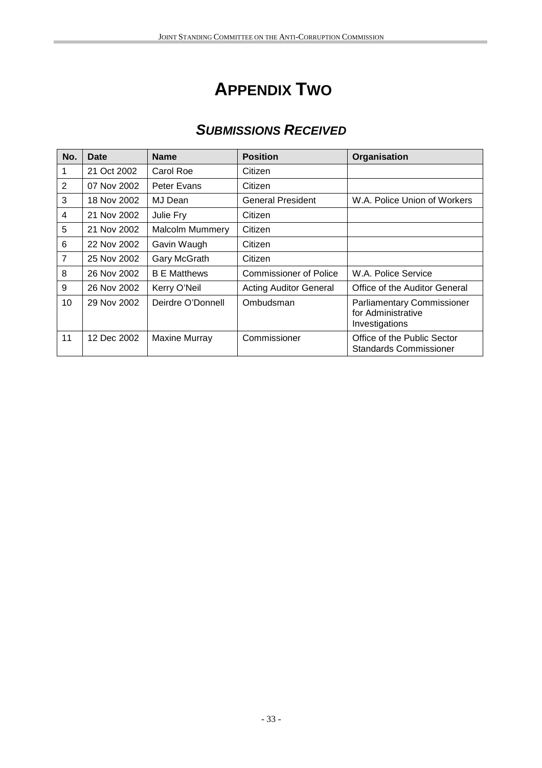# APPENDIX TWO

## SUBMISSIONS RECEIVED

| No. | Date | Name | Position | Organisation |
|---|---|---|---|---|
| 1 | 21 Oct 2002 | Carol Roe | Citizen | |
| 2 | 07 Nov 2002 | Peter Evans | Citizen | |
| 3 | 18 Nov 2002 | MJ Dean | General President | W.A. Police Union of Workers |
| 4 | 21 Nov 2002 | Julie Fry | Citizen | |
| 5 | 21 Nov 2002 | Malcolm Mummery | Citizen | |
| 6 | 22 Nov 2002 | Gavin Waugh | Citizen | |
| 7 | 25 Nov 2002 | Gary McGrath | Citizen | |
| 8 | 26 Nov 2002 | B E Matthews | Commissioner of Police | W.A. Police Service |
| 9 | 26 Nov 2002 | Kerry O'Neil | Acting Auditor General | Office of the Auditor General |
| 10 | 29 Nov 2002 | Deirdre O'Donnell | Ombudsman | Parliamentary Commissioner for Administrative Investigations |
| 11 | 12 Dec 2002 | Maxine Murray | Commissioner | Office of the Public Sector Standards Commissioner |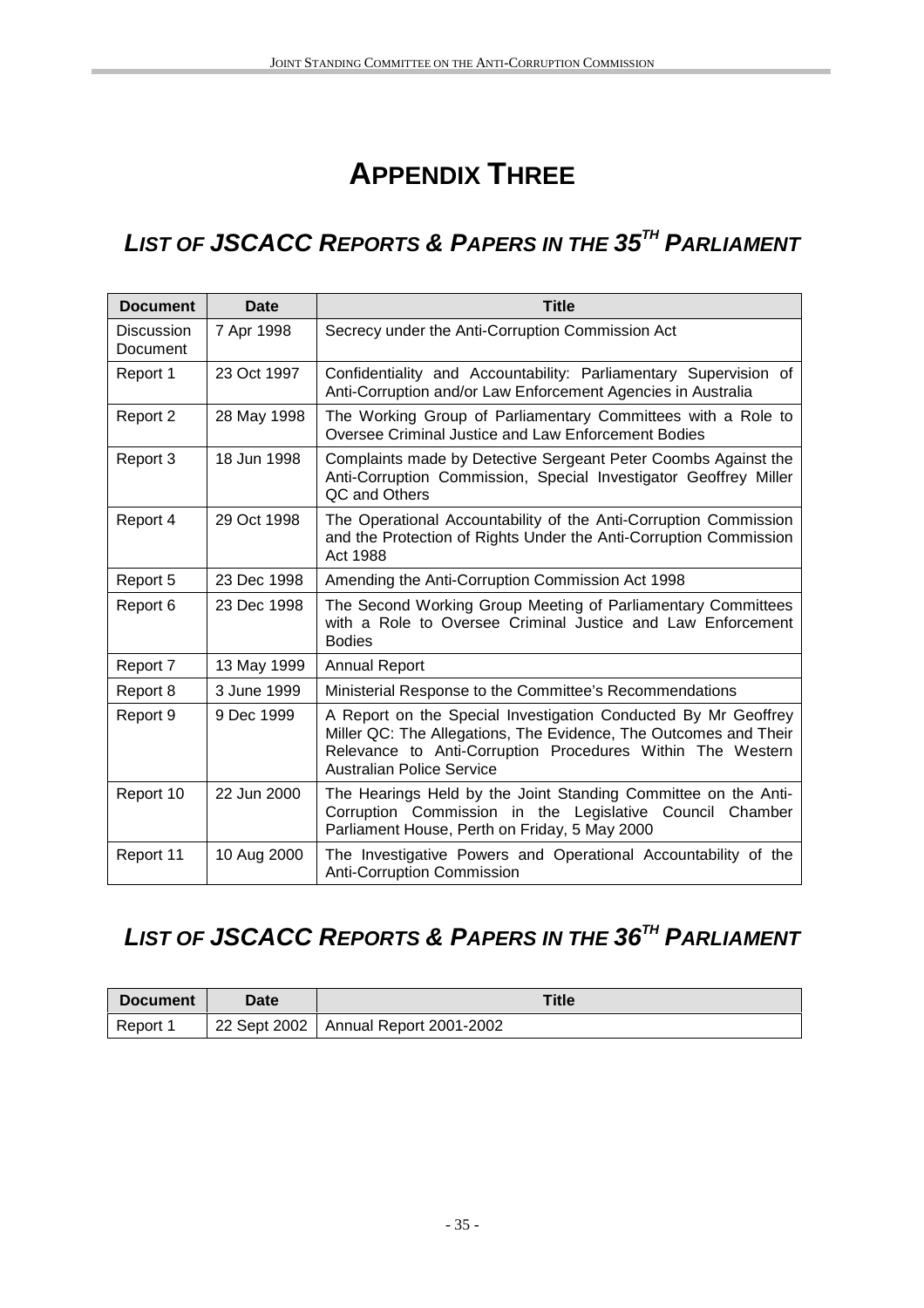# APPENDIX THREE

## *LIST OF JSCACC REPORTS & PAPERS IN THE 35TH PARLIAMENT*

| Document | Date | Title |
|---|---|---|
| Discussion Document | 7 Apr 1998 | Secrecy under the Anti-Corruption Commission Act |
| Report 1 | 23 Oct 1997 | Confidentiality and Accountability: Parliamentary Supervision of Anti-Corruption and/or Law Enforcement Agencies in Australia |
| Report 2 | 28 May 1998 | The Working Group of Parliamentary Committees with a Role to Oversee Criminal Justice and Law Enforcement Bodies |
| Report 3 | 18 Jun 1998 | Complaints made by Detective Sergeant Peter Coombs Against the Anti-Corruption Commission, Special Investigator Geoffrey Miller QC and Others |
| Report 4 | 29 Oct 1998 | The Operational Accountability of the Anti-Corruption Commission and the Protection of Rights Under the Anti-Corruption Commission Act 1988 |
| Report 5 | 23 Dec 1998 | Amending the Anti-Corruption Commission Act 1998 |
| Report 6 | 23 Dec 1998 | The Second Working Group Meeting of Parliamentary Committees with a Role to Oversee Criminal Justice and Law Enforcement Bodies |
| Report 7 | 13 May 1999 | Annual Report |
| Report 8 | 3 June 1999 | Ministerial Response to the Committee's Recommendations |
| Report 9 | 9 Dec 1999 | A Report on the Special Investigation Conducted By Mr Geoffrey Miller QC: The Allegations, The Evidence, The Outcomes and Their Relevance to Anti-Corruption Procedures Within The Western Australian Police Service |
| Report 10 | 22 Jun 2000 | The Hearings Held by the Joint Standing Committee on the Anti-Corruption Commission in the Legislative Council Chamber Parliament House, Perth on Friday, 5 May 2000 |
| Report 11 | 10 Aug 2000 | The Investigative Powers and Operational Accountability of the Anti-Corruption Commission |

## *LIST OF JSCACC REPORTS & PAPERS IN THE 36TH PARLIAMENT*

| Document | Date | Title |
|---|---|---|
| Report 1 | 22 Sept 2002 | Annual Report 2001-2002 |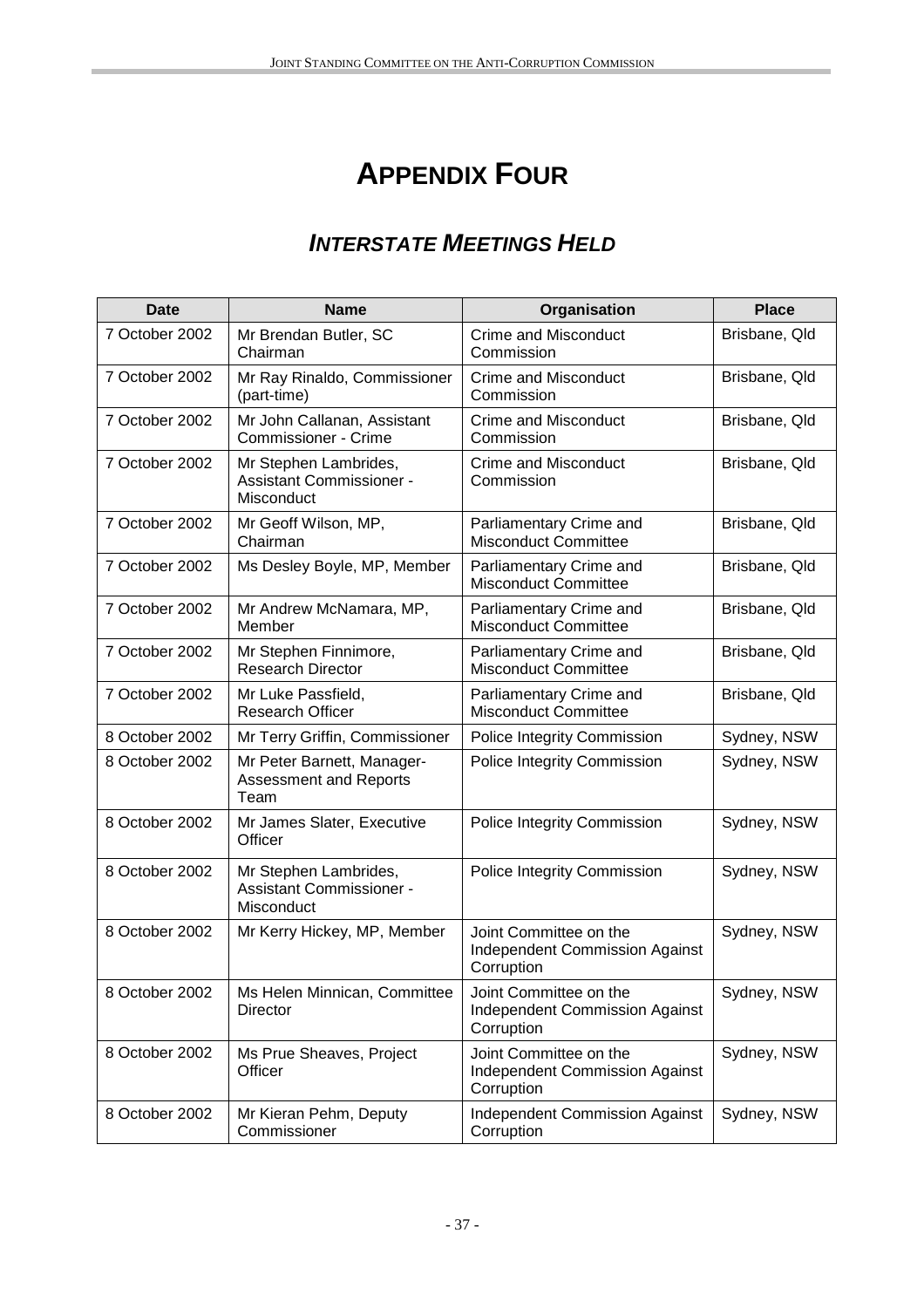# APPENDIX FOUR

## *INTERSTATE MEETINGS HELD*

| Date | Name | Organisation | Place |
|---|---|---|---|
| 7 October 2002 | Mr Brendan Butler, SC Chairman | Crime and Misconduct Commission | Brisbane, Qld |
| 7 October 2002 | Mr Ray Rinaldo, Commissioner (part-time) | Crime and Misconduct Commission | Brisbane, Qld |
| 7 October 2002 | Mr John Callanan, Assistant Commissioner - Crime | Crime and Misconduct Commission | Brisbane, Qld |
| 7 October 2002 | Mr Stephen Lambrides, Assistant Commissioner - Misconduct | Crime and Misconduct Commission | Brisbane, Qld |
| 7 October 2002 | Mr Geoff Wilson, MP, Chairman | Parliamentary Crime and Misconduct Committee | Brisbane, Qld |
| 7 October 2002 | Ms Desley Boyle, MP, Member | Parliamentary Crime and Misconduct Committee | Brisbane, Qld |
| 7 October 2002 | Mr Andrew McNamara, MP, Member | Parliamentary Crime and Misconduct Committee | Brisbane, Qld |
| 7 October 2002 | Mr Stephen Finnimore, Research Director | Parliamentary Crime and Misconduct Committee | Brisbane, Qld |
| 7 October 2002 | Mr Luke Passfield, Research Officer | Parliamentary Crime and Misconduct Committee | Brisbane, Qld |
| 8 October 2002 | Mr Terry Griffin, Commissioner | Police Integrity Commission | Sydney, NSW |
| 8 October 2002 | Mr Peter Barnett, Manager-Assessment and Reports Team | Police Integrity Commission | Sydney, NSW |
| 8 October 2002 | Mr James Slater, Executive Officer | Police Integrity Commission | Sydney, NSW |
| 8 October 2002 | Mr Stephen Lambrides, Assistant Commissioner - Misconduct | Police Integrity Commission | Sydney, NSW |
| 8 October 2002 | Mr Kerry Hickey, MP, Member | Joint Committee on the Independent Commission Against Corruption | Sydney, NSW |
| 8 October 2002 | Ms Helen Minnican, Committee Director | Joint Committee on the Independent Commission Against Corruption | Sydney, NSW |
| 8 October 2002 | Ms Prue Sheaves, Project Officer | Joint Committee on the Independent Commission Against Corruption | Sydney, NSW |
| 8 October 2002 | Mr Kieran Pehm, Deputy Commissioner | Independent Commission Against Corruption | Sydney, NSW |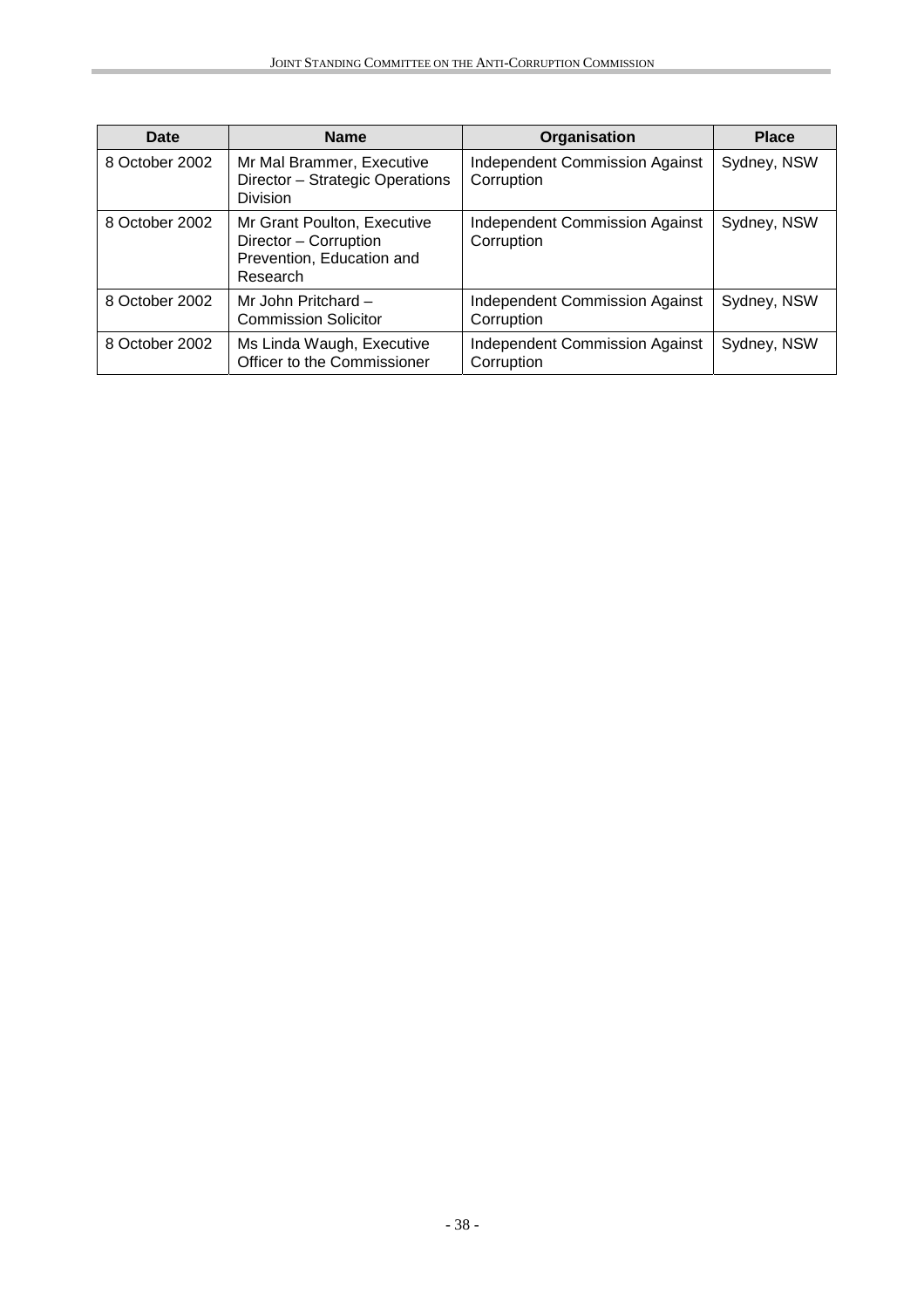| Date | Name | Organisation | Place |
|---|---|---|---|
| 8 October 2002 | Mr Mal Brammer, Executive Director – Strategic Operations Division | Independent Commission Against Corruption | Sydney, NSW |
| 8 October 2002 | Mr Grant Poulton, Executive Director – Corruption Prevention, Education and Research | Independent Commission Against Corruption | Sydney, NSW |
| 8 October 2002 | Mr John Pritchard – Commission Solicitor | Independent Commission Against Corruption | Sydney, NSW |
| 8 October 2002 | Ms Linda Waugh, Executive Officer to the Commissioner | Independent Commission Against Corruption | Sydney, NSW |